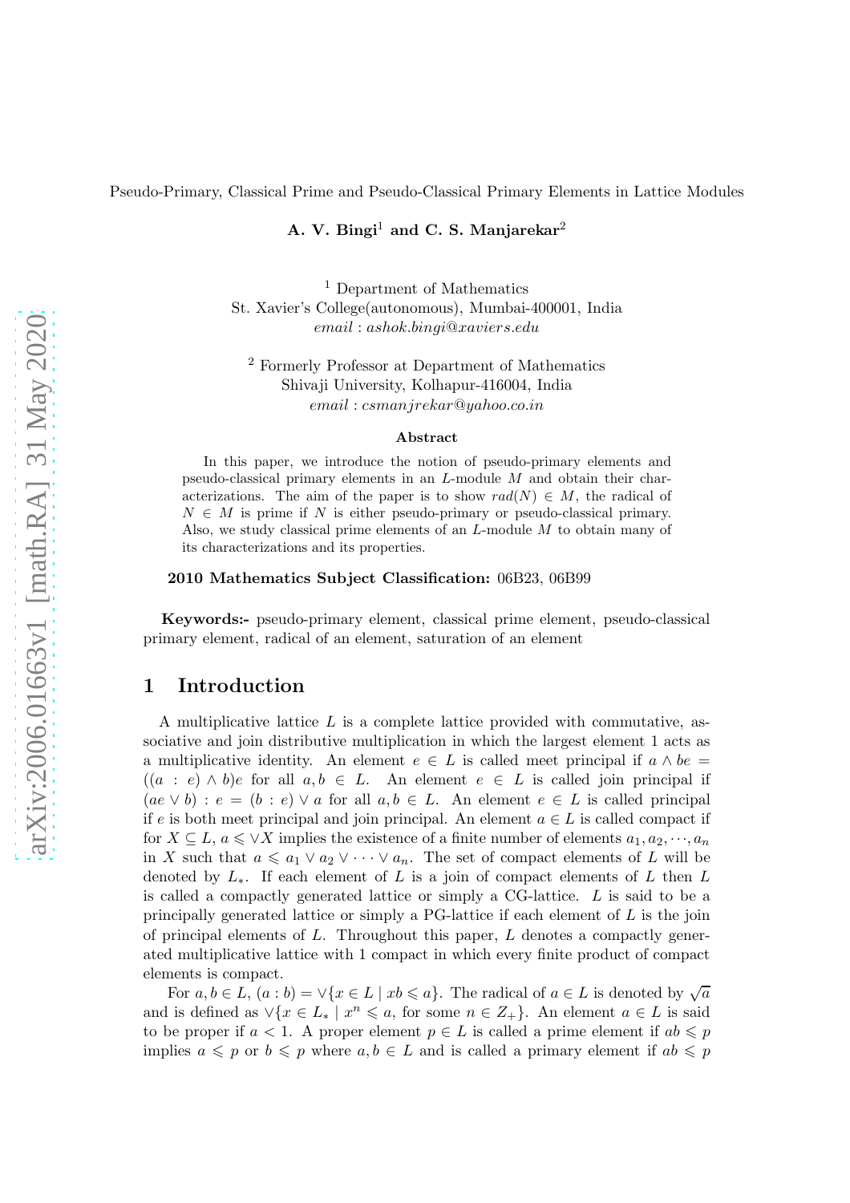Pseudo-Primary, Classical Prime and Pseudo-Classical Primary Elements in Lattice Modules

**A. V. Bingi**[1] **and C. S. Manjarekar**[2]

[1] Department of Mathematics
St. Xavier's College(autonomous), Mumbai-400001, India
*email* : *ashok.bingi@xaviers.edu*

[2] Formerly Professor at Department of Mathematics
Shivaji University, Kolhapur-416004, India
*email* : *csmanjrekar@yahoo.co.in*

**Abstract**

In this paper, we introduce the notion of pseudo-primary elements and pseudo-classical primary elements in an $L$-module $M$ and obtain their characterizations. The aim of the paper is to show $rad(N) \in M$, the radical of $N \in M$ is prime if $N$ is either pseudo-primary or pseudo-classical primary. Also, we study classical prime elements of an $L$-module $M$ to obtain many of its characterizations and its properties.

**2010 Mathematics Subject Classification:** 06B23, 06B99

**Keywords:-** pseudo-primary element, classical prime element, pseudo-classical primary element, radical of an element, saturation of an element

# 1 Introduction

A multiplicative lattice $L$ is a complete lattice provided with commutative, associative and join distributive multiplication in which the largest element 1 acts as a multiplicative identity. An element $e \in L$ is called meet principal if $a \wedge be = ((a : e) \wedge b)e$ for all $a, b \in L$. An element $e \in L$ is called join principal if $(ae \vee b) : e = (b : e) \vee a$ for all $a, b \in L$. An element $e \in L$ is called principal if $e$ is both meet principal and join principal. An element $a \in L$ is called compact if for $X \subseteq L$, $a \leqslant \vee X$ implies the existence of a finite number of elements $a_1, a_2, \cdots, a_n$ in $X$ such that $a \leqslant a_1 \vee a_2 \vee \cdots \vee a_n$. The set of compact elements of $L$ will be denoted by $L_*$. If each element of $L$ is a join of compact elements of $L$ then $L$ is called a compactly generated lattice or simply a CG-lattice. $L$ is said to be a principally generated lattice or simply a PG-lattice if each element of $L$ is the join of principal elements of $L$. Throughout this paper, $L$ denotes a compactly generated multiplicative lattice with 1 compact in which every finite product of compact elements is compact.

For $a, b \in L$, $(a : b) = \vee\{x \in L \mid xb \leqslant a\}$. The radical of $a \in L$ is denoted by $\sqrt{a}$ and is defined as $\vee\{x \in L_* \mid x^n \leqslant a$, for some $n \in Z_+\}$. An element $a \in L$ is said to be proper if $a < 1$. A proper element $p \in L$ is called a prime element if $ab \leqslant p$ implies $a \leqslant p$ or $b \leqslant p$ where $a, b \in L$ and is called a primary element if $ab \leqslant p$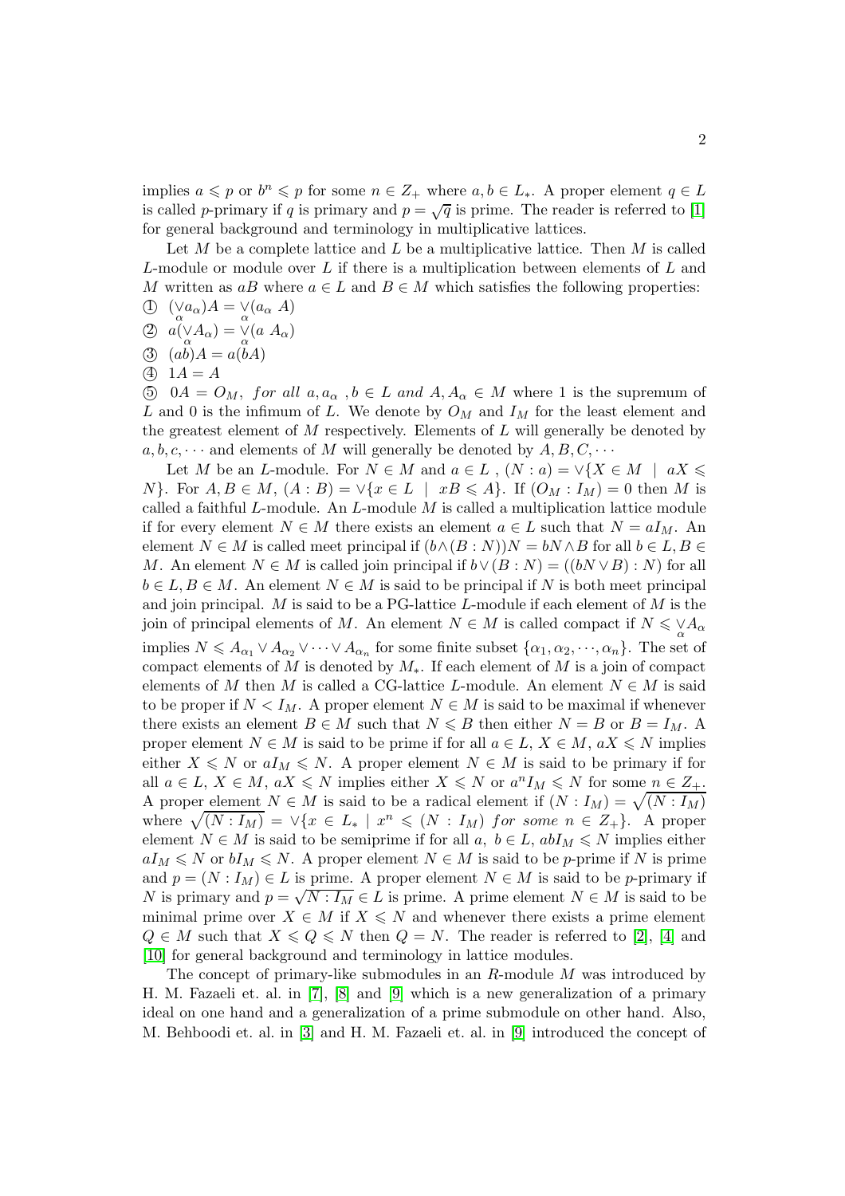implies $a \leqslant p$ or $b^n \leqslant p$ for some $n \in Z_+$ where $a, b \in L_*$. A proper element $q \in L$ is called $p$-primary if $q$ is primary and $p = \sqrt{q}$ is prime. The reader is referred to [1] for general background and terminology in multiplicative lattices.

Let $M$ be a complete lattice and $L$ be a multiplicative lattice. Then $M$ is called $L$-module or module over $L$ if there is a multiplication between elements of $L$ and $M$ written as $aB$ where $a \in L$ and $B \in M$ which satisfies the following properties:

① $(\underset{\alpha}{\vee} a_\alpha)A = \underset{\alpha}{\vee}(a_\alpha\ A)$

② $a(\underset{\alpha}{\vee} A_\alpha) = \underset{\alpha}{\vee}(a\ A_\alpha)$

③ $(ab)A = a(bA)$

④ $1A = A$

⑤ $0A = O_M,$ *for all* $a, a_\alpha, b \in L$ *and* $A, A_\alpha \in M$ where 1 is the supremum of $L$ and 0 is the infimum of $L$. We denote by $O_M$ and $I_M$ for the least element and the greatest element of $M$ respectively. Elements of $L$ will generally be denoted by $a, b, c, \cdots$ and elements of $M$ will generally be denoted by $A, B, C, \cdots$

Let $M$ be an $L$-module. For $N \in M$ and $a \in L$ , $(N : a) = \vee\{X \in M \mid aX \leqslant N\}$. For $A, B \in M$, $(A : B) = \vee\{x \in L \mid xB \leqslant A\}$. If $(O_M : I_M) = 0$ then $M$ is called a faithful $L$-module. An $L$-module $M$ is called a multiplication lattice module if for every element $N \in M$ there exists an element $a \in L$ such that $N = aI_M$. An element $N \in M$ is called meet principal if $(b \wedge (B : N))N = bN \wedge B$ for all $b \in L, B \in M$. An element $N \in M$ is called join principal if $b \vee (B : N) = ((bN \vee B) : N)$ for all $b \in L, B \in M$. An element $N \in M$ is said to be principal if $N$ is both meet principal and join principal. $M$ is said to be a PG-lattice $L$-module if each element of $M$ is the join of principal elements of $M$. An element $N \in M$ is called compact if $N \leqslant \underset{\alpha}{\vee} A_\alpha$ implies $N \leqslant A_{\alpha_1} \vee A_{\alpha_2} \vee \cdots \vee A_{\alpha_n}$ for some finite subset $\{\alpha_1, \alpha_2, \cdots, \alpha_n\}$. The set of compact elements of $M$ is denoted by $M_*$. If each element of $M$ is a join of compact elements of $M$ then $M$ is called a CG-lattice $L$-module. An element $N \in M$ is said to be proper if $N < I_M$. A proper element $N \in M$ is said to be maximal if whenever there exists an element $B \in M$ such that $N \leqslant B$ then either $N = B$ or $B = I_M$. A proper element $N \in M$ is said to be prime if for all $a \in L$, $X \in M$, $aX \leqslant N$ implies either $X \leqslant N$ or $aI_M \leqslant N$. A proper element $N \in M$ is said to be primary if for all $a \in L$, $X \in M$, $aX \leqslant N$ implies either $X \leqslant N$ or $a^n I_M \leqslant N$ for some $n \in Z_+$. A proper element $N \in M$ is said to be a radical element if $(N : I_M) = \sqrt{(N : I_M)}$ where $\sqrt{(N : I_M)} = \vee\{x \in L_* \mid x^n \leqslant (N : I_M)\ for\ some\ n \in Z_+\}$. A proper element $N \in M$ is said to be semiprime if for all $a,\ b \in L$, $abI_M \leqslant N$ implies either $aI_M \leqslant N$ or $bI_M \leqslant N$. A proper element $N \in M$ is said to be $p$-prime if $N$ is prime and $p = (N : I_M) \in L$ is prime. A proper element $N \in M$ is said to be $p$-primary if $N$ is primary and $p = \sqrt{N : I_M} \in L$ is prime. A prime element $N \in M$ is said to be minimal prime over $X \in M$ if $X \leqslant N$ and whenever there exists a prime element $Q \in M$ such that $X \leqslant Q \leqslant N$ then $Q = N$. The reader is referred to [2], [4] and [10] for general background and terminology in lattice modules.

The concept of primary-like submodules in an $R$-module $M$ was introduced by H. M. Fazaeli et. al. in [7], [8] and [9] which is a new generalization of a primary ideal on one hand and a generalization of a prime submodule on other hand. Also, M. Behboodi et. al. in [3] and H. M. Fazaeli et. al. in [9] introduced the concept of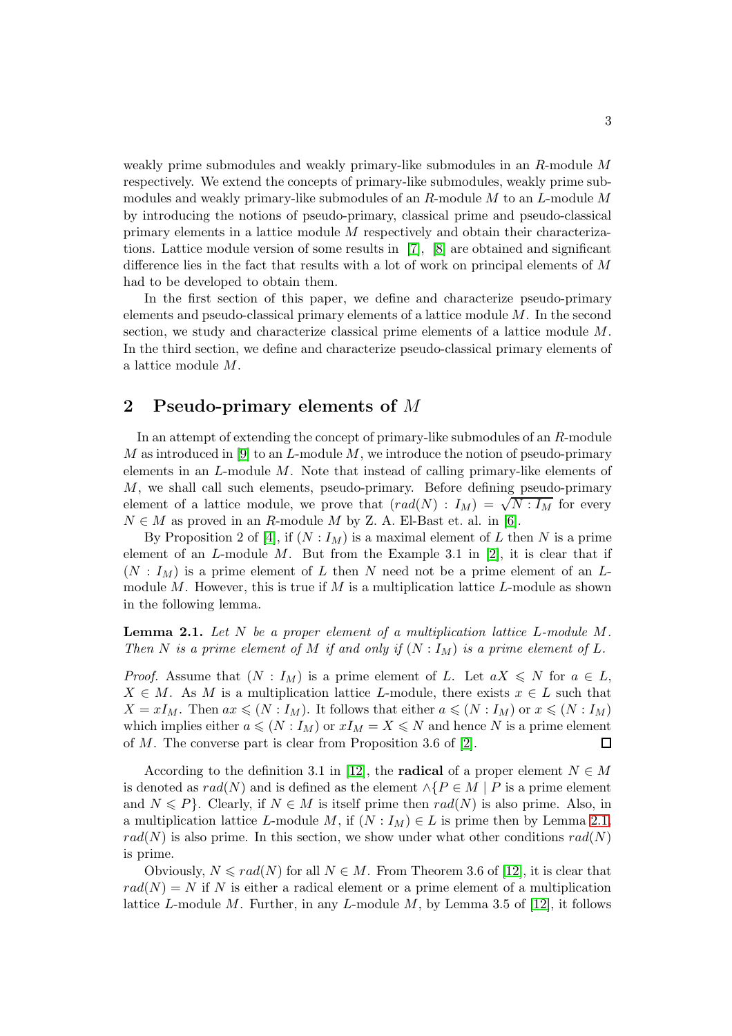weakly prime submodules and weakly primary-like submodules in an $R$-module $M$ respectively. We extend the concepts of primary-like submodules, weakly prime submodules and weakly primary-like submodules of an $R$-module $M$ to an $L$-module $M$ by introducing the notions of pseudo-primary, classical prime and pseudo-classical primary elements in a lattice module $M$ respectively and obtain their characterizations. Lattice module version of some results in [7], [8] are obtained and significant difference lies in the fact that results with a lot of work on principal elements of $M$ had to be developed to obtain them.

In the first section of this paper, we define and characterize pseudo-primary elements and pseudo-classical primary elements of a lattice module $M$. In the second section, we study and characterize classical prime elements of a lattice module $M$. In the third section, we define and characterize pseudo-classical primary elements of a lattice module $M$.

## 2 Pseudo-primary elements of $M$

In an attempt of extending the concept of primary-like submodules of an $R$-module $M$ as introduced in [9] to an $L$-module $M$, we introduce the notion of pseudo-primary elements in an $L$-module $M$. Note that instead of calling primary-like elements of $M$, we shall call such elements, pseudo-primary. Before defining pseudo-primary element of a lattice module, we prove that $(rad(N) : I_M) = \sqrt{N : I_M}$ for every $N \in M$ as proved in an $R$-module $M$ by Z. A. El-Bast et. al. in [6].

By Proposition 2 of [4], if $(N : I_M)$ is a maximal element of $L$ then $N$ is a prime element of an $L$-module $M$. But from the Example 3.1 in [2], it is clear that if $(N : I_M)$ is a prime element of $L$ then $N$ need not be a prime element of an $L$-module $M$. However, this is true if $M$ is a multiplication lattice $L$-module as shown in the following lemma.

**Lemma 2.1.** *Let $N$ be a proper element of a multiplication lattice $L$-module $M$. Then $N$ is a prime element of $M$ if and only if $(N : I_M)$ is a prime element of $L$.*

*Proof.* Assume that $(N : I_M)$ is a prime element of $L$. Let $aX \leqslant N$ for $a \in L$, $X \in M$. As $M$ is a multiplication lattice $L$-module, there exists $x \in L$ such that $X = xI_M$. Then $ax \leqslant (N : I_M)$. It follows that either $a \leqslant (N : I_M)$ or $x \leqslant (N : I_M)$ which implies either $a \leqslant (N : I_M)$ or $xI_M = X \leqslant N$ and hence $N$ is a prime element of $M$. The converse part is clear from Proposition 3.6 of [2]. ∎

According to the definition 3.1 in [12], the **radical** of a proper element $N \in M$ is denoted as $rad(N)$ and is defined as the element $\wedge\{P \in M \mid P$ is a prime element and $N \leqslant P\}$. Clearly, if $N \in M$ is itself prime then $rad(N)$ is also prime. Also, in a multiplication lattice $L$-module $M$, if $(N : I_M) \in L$ is prime then by Lemma 2.1, $rad(N)$ is also prime. In this section, we show under what other conditions $rad(N)$ is prime.

Obviously, $N \leqslant rad(N)$ for all $N \in M$. From Theorem 3.6 of [12], it is clear that $rad(N) = N$ if $N$ is either a radical element or a prime element of a multiplication lattice $L$-module $M$. Further, in any $L$-module $M$, by Lemma 3.5 of [12], it follows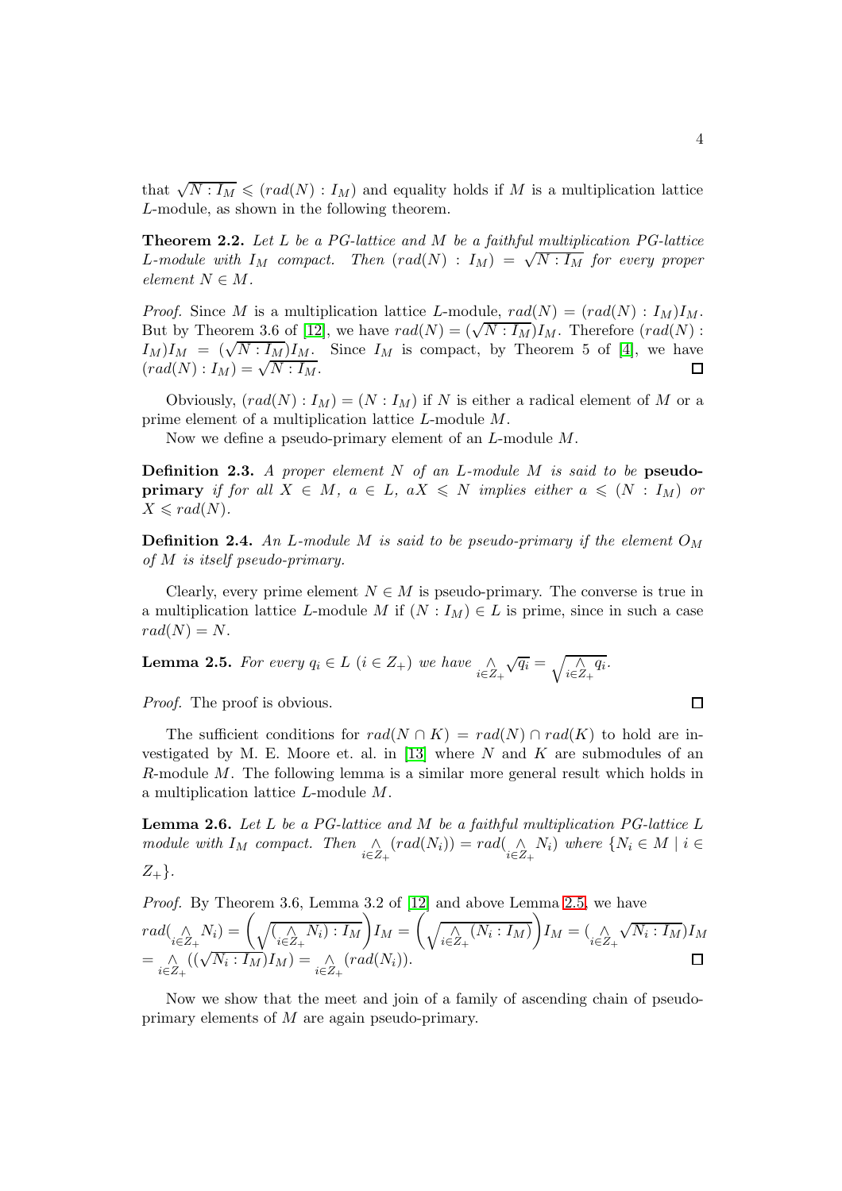that $\sqrt{N : I_M} \leqslant (rad(N) : I_M)$ and equality holds if $M$ is a multiplication lattice $L$-module, as shown in the following theorem.

**Theorem 2.2.** *Let $L$ be a PG-lattice and $M$ be a faithful multiplication PG-lattice $L$-module with $I_M$ compact. Then $(rad(N) : I_M) = \sqrt{N : I_M}$ for every proper element $N \in M$.*

*Proof.* Since $M$ is a multiplication lattice $L$-module, $rad(N) = (rad(N) : I_M)I_M$. But by Theorem 3.6 of [12], we have $rad(N) = (\sqrt{N : I_M})I_M$. Therefore $(rad(N) : I_M)I_M = (\sqrt{N : I_M})I_M$. Since $I_M$ is compact, by Theorem 5 of [4], we have $(rad(N) : I_M) = \sqrt{N : I_M}$. $\square$

Obviously, $(rad(N) : I_M) = (N : I_M)$ if $N$ is either a radical element of $M$ or a prime element of a multiplication lattice $L$-module $M$.

Now we define a pseudo-primary element of an $L$-module $M$.

**Definition 2.3.** *A proper element $N$ of an $L$-module $M$ is said to be* **pseudo-primary** *if for all $X \in M$, $a \in L$, $aX \leqslant N$ implies either $a \leqslant (N : I_M)$ or $X \leqslant rad(N)$.*

**Definition 2.4.** *An $L$-module $M$ is said to be pseudo-primary if the element $O_M$ of $M$ is itself pseudo-primary.*

Clearly, every prime element $N \in M$ is pseudo-primary. The converse is true in a multiplication lattice $L$-module $M$ if $(N : I_M) \in L$ is prime, since in such a case $rad(N) = N$.

**Lemma 2.5.** *For every $q_i \in L$ $(i \in Z_+)$ we have $\underset{i \in Z_+}{\wedge} \sqrt{q_i} = \sqrt{\underset{i \in Z_+}{\wedge} q_i}$.*

*Proof.* The proof is obvious. $\square$

The sufficient conditions for $rad(N \cap K) = rad(N) \cap rad(K)$ to hold are investigated by M. E. Moore et. al. in [13] where $N$ and $K$ are submodules of an $R$-module $M$. The following lemma is a similar more general result which holds in a multiplication lattice $L$-module $M$.

**Lemma 2.6.** *Let $L$ be a PG-lattice and $M$ be a faithful multiplication PG-lattice $L$ module with $I_M$ compact. Then $\underset{i \in Z_+}{\wedge}(rad(N_i)) = rad(\underset{i \in Z_+}{\wedge} N_i)$ where $\{N_i \in M \mid i \in Z_+\}$.*

*Proof.* By Theorem 3.6, Lemma 3.2 of [12] and above Lemma 2.5, we have

$$rad(\underset{i \in Z_+}{\wedge} N_i) = \left(\sqrt{(\underset{i \in Z_+}{\wedge} N_i) : I_M}\right) I_M = \left(\sqrt{\underset{i \in Z_+}{\wedge}(N_i : I_M)}\right) I_M = (\underset{i \in Z_+}{\wedge} \sqrt{N_i : I_M}) I_M$$
$$= \underset{i \in Z_+}{\wedge}((\sqrt{N_i : I_M})I_M) = \underset{i \in Z_+}{\wedge}(rad(N_i)).$$

$\square$

Now we show that the meet and join of a family of ascending chain of pseudo-primary elements of $M$ are again pseudo-primary.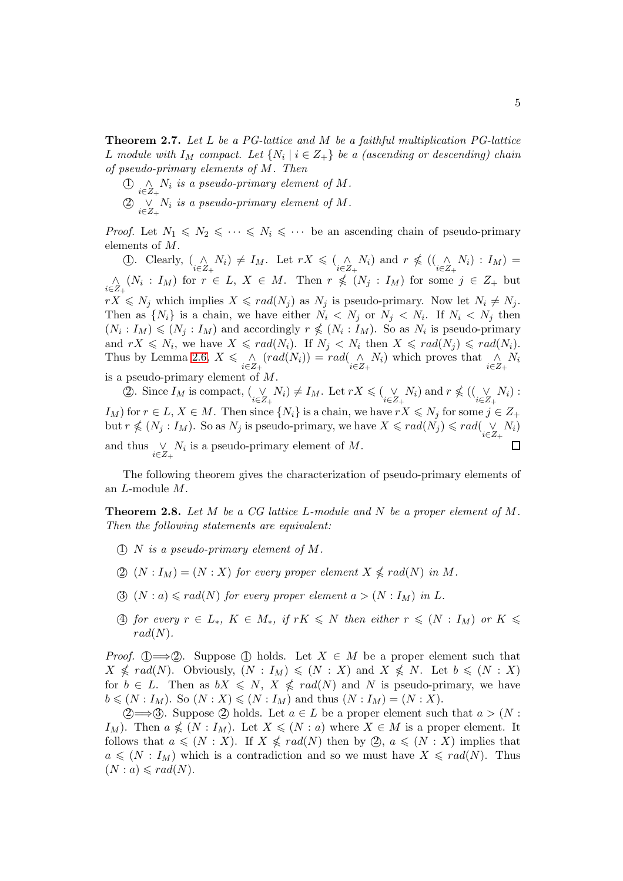**Theorem 2.7.** *Let $L$ be a PG-lattice and $M$ be a faithful multiplication PG-lattice $L$ module with $I_M$ compact. Let $\{N_i \mid i \in Z_+\}$ be a (ascending or descending) chain of pseudo-primary elements of $M$. Then*

① $\underset{i\in Z_+}{\wedge} N_i$ *is a pseudo-primary element of $M$.*

② $\underset{i\in Z_+}{\vee} N_i$ *is a pseudo-primary element of $M$.*

*Proof.* Let $N_1 \leqslant N_2 \leqslant \cdots \leqslant N_i \leqslant \cdots$ be an ascending chain of pseudo-primary elements of $M$.

①. Clearly, $(\underset{i\in Z_+}{\wedge} N_i) \neq I_M$. Let $rX \leqslant (\underset{i\in Z_+}{\wedge} N_i)$ and $r \nleqslant ((\underset{i\in Z_+}{\wedge} N_i) : I_M) = \underset{i\in Z_+}{\wedge} (N_i : I_M)$ for $r \in L$, $X \in M$. Then $r \nleqslant (N_j : I_M)$ for some $j \in Z_+$ but $rX \leqslant N_j$ which implies $X \leqslant rad(N_j)$ as $N_j$ is pseudo-primary. Now let $N_i \neq N_j$. Then as $\{N_i\}$ is a chain, we have either $N_i < N_j$ or $N_j < N_i$. If $N_i < N_j$ then $(N_i : I_M) \leqslant (N_j : I_M)$ and accordingly $r \nleqslant (N_i : I_M)$. So as $N_i$ is pseudo-primary and $rX \leqslant N_i$, we have $X \leqslant rad(N_i)$. If $N_j < N_i$ then $X \leqslant rad(N_j) \leqslant rad(N_i)$. Thus by Lemma 2.6, $X \leqslant \underset{i\in Z_+}{\wedge} (rad(N_i)) = rad(\underset{i\in Z_+}{\wedge} N_i)$ which proves that $\underset{i\in Z_+}{\wedge} N_i$ is a pseudo-primary element of $M$.

②. Since $I_M$ is compact, $(\underset{i\in Z_+}{\vee} N_i) \neq I_M$. Let $rX \leqslant (\underset{i\in Z_+}{\vee} N_i)$ and $r \nleqslant ((\underset{i\in Z_+}{\vee} N_i) : I_M)$ for $r \in L$, $X \in M$. Then since $\{N_i\}$ is a chain, we have $rX \leqslant N_j$ for some $j \in Z_+$ but $r \nleqslant (N_j : I_M)$. So as $N_j$ is pseudo-primary, we have $X \leqslant rad(N_j) \leqslant rad(\underset{i\in Z_+}{\vee} N_i)$ and thus $\underset{i\in Z_+}{\vee} N_i$ is a pseudo-primary element of $M$. □

The following theorem gives the characterization of pseudo-primary elements of an $L$-module $M$.

**Theorem 2.8.** *Let $M$ be a CG lattice $L$-module and $N$ be a proper element of $M$. Then the following statements are equivalent:*

① *$N$ is a pseudo-primary element of $M$.*

② *$(N : I_M) = (N : X)$ for every proper element $X \nleqslant rad(N)$ in $M$.*

③ *$(N : a) \leqslant rad(N)$ for every proper element $a > (N : I_M)$ in $L$.*

④ *for every $r \in L_*$, $K \in M_*$, if $rK \leqslant N$ then either $r \leqslant (N : I_M)$ or $K \leqslant rad(N)$.*

*Proof.* ①$\Longrightarrow$②. Suppose ① holds. Let $X \in M$ be a proper element such that $X \nleqslant rad(N)$. Obviously, $(N : I_M) \leqslant (N : X)$ and $X \nleqslant N$. Let $b \leqslant (N : X)$ for $b \in L$. Then as $bX \leqslant N$, $X \nleqslant rad(N)$ and $N$ is pseudo-primary, we have $b \leqslant (N : I_M)$. So $(N : X) \leqslant (N : I_M)$ and thus $(N : I_M) = (N : X)$.

②$\Longrightarrow$③. Suppose ② holds. Let $a \in L$ be a proper element such that $a > (N : I_M)$. Then $a \nleqslant (N : I_M)$. Let $X \leqslant (N : a)$ where $X \in M$ is a proper element. It follows that $a \leqslant (N : X)$. If $X \nleqslant rad(N)$ then by ②, $a \leqslant (N : X)$ implies that $a \leqslant (N : I_M)$ which is a contradiction and so we must have $X \leqslant rad(N)$. Thus $(N : a) \leqslant rad(N)$.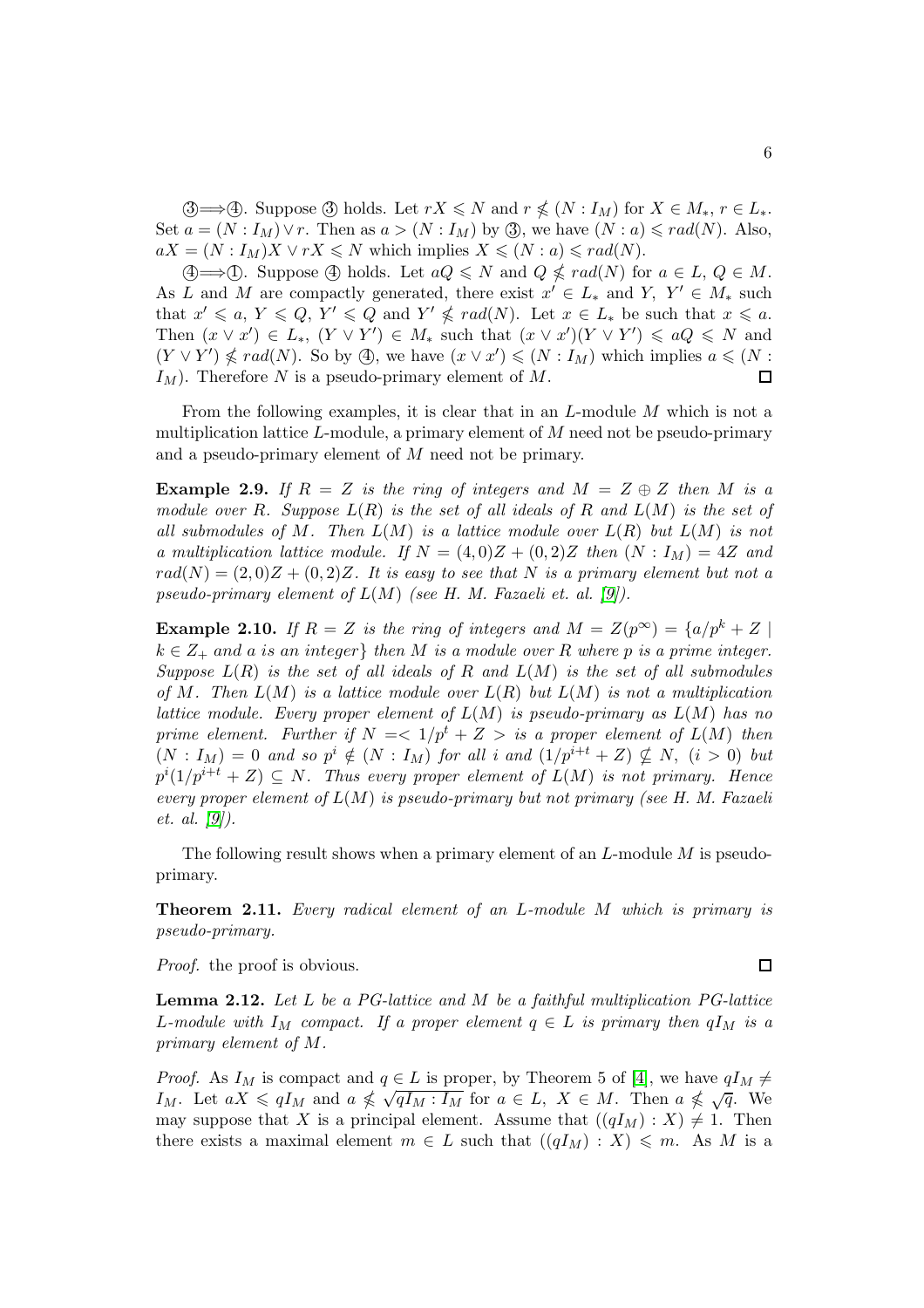③⟹④. Suppose ③ holds. Let $rX \leqslant N$ and $r \nleqslant (N : I_M)$ for $X \in M_*$, $r \in L_*$. Set $a = (N : I_M) \vee r$. Then as $a > (N : I_M)$ by ③, we have $(N : a) \leqslant rad(N)$. Also, $aX = (N : I_M)X \vee rX \leqslant N$ which implies $X \leqslant (N : a) \leqslant rad(N)$.

④⟹①. Suppose ④ holds. Let $aQ \leqslant N$ and $Q \nleqslant rad(N)$ for $a \in L$, $Q \in M$. As $L$ and $M$ are compactly generated, there exist $x' \in L_*$ and $Y,\ Y' \in M_*$ such that $x' \leqslant a$, $Y \leqslant Q$, $Y' \leqslant Q$ and $Y' \nleqslant rad(N)$. Let $x \in L_*$ be such that $x \leqslant a$. Then $(x \vee x') \in L_*$, $(Y \vee Y') \in M_*$ such that $(x \vee x')(Y \vee Y') \leqslant aQ \leqslant N$ and $(Y \vee Y') \nleqslant rad(N)$. So by ④, we have $(x \vee x') \leqslant (N : I_M)$ which implies $a \leqslant (N : I_M)$. Therefore $N$ is a pseudo-primary element of $M$. ∎

From the following examples, it is clear that in an $L$-module $M$ which is not a multiplication lattice $L$-module, a primary element of $M$ need not be pseudo-primary and a pseudo-primary element of $M$ need not be primary.

**Example 2.9.** *If $R = Z$ is the ring of integers and $M = Z \oplus Z$ then $M$ is a module over $R$. Suppose $L(R)$ is the set of all ideals of $R$ and $L(M)$ is the set of all submodules of $M$. Then $L(M)$ is a lattice module over $L(R)$ but $L(M)$ is not a multiplication lattice module. If $N = (4, 0)Z + (0, 2)Z$ then $(N : I_M) = 4Z$ and $rad(N) = (2, 0)Z + (0, 2)Z$. It is easy to see that $N$ is a primary element but not a pseudo-primary element of $L(M)$ (see H. M. Fazaeli et. al. [9]).*

**Example 2.10.** *If $R = Z$ is the ring of integers and $M = Z(p^\infty) = \{a/p^k + Z \mid k \in Z_+$ and $a$ is an integer$\}$ then $M$ is a module over $R$ where $p$ is a prime integer. Suppose $L(R)$ is the set of all ideals of $R$ and $L(M)$ is the set of all submodules of $M$. Then $L(M)$ is a lattice module over $L(R)$ but $L(M)$ is not a multiplication lattice module. Every proper element of $L(M)$ is pseudo-primary as $L(M)$ has no prime element. Further if $N =< 1/p^t + Z >$ is a proper element of $L(M)$ then $(N : I_M) = 0$ and so $p^i \notin (N : I_M)$ for all $i$ and $(1/p^{i+t} + Z) \nsubseteq N$, $(i > 0)$ but $p^i(1/p^{i+t} + Z) \subseteq N$. Thus every proper element of $L(M)$ is not primary. Hence every proper element of $L(M)$ is pseudo-primary but not primary (see H. M. Fazaeli et. al. [9]).*

The following result shows when a primary element of an $L$-module $M$ is pseudo-primary.

**Theorem 2.11.** *Every radical element of an $L$-module $M$ which is primary is pseudo-primary.*

*Proof.* the proof is obvious. ∎

**Lemma 2.12.** *Let $L$ be a PG-lattice and $M$ be a faithful multiplication PG-lattice $L$-module with $I_M$ compact. If a proper element $q \in L$ is primary then $qI_M$ is a primary element of $M$.*

*Proof.* As $I_M$ is compact and $q \in L$ is proper, by Theorem 5 of [4], we have $qI_M \neq I_M$. Let $aX \leqslant qI_M$ and $a \nleqslant \sqrt{qI_M : I_M}$ for $a \in L$, $X \in M$. Then $a \nleqslant \sqrt{q}$. We may suppose that $X$ is a principal element. Assume that $((qI_M) : X) \neq 1$. Then there exists a maximal element $m \in L$ such that $((qI_M) : X) \leqslant m$. As $M$ is a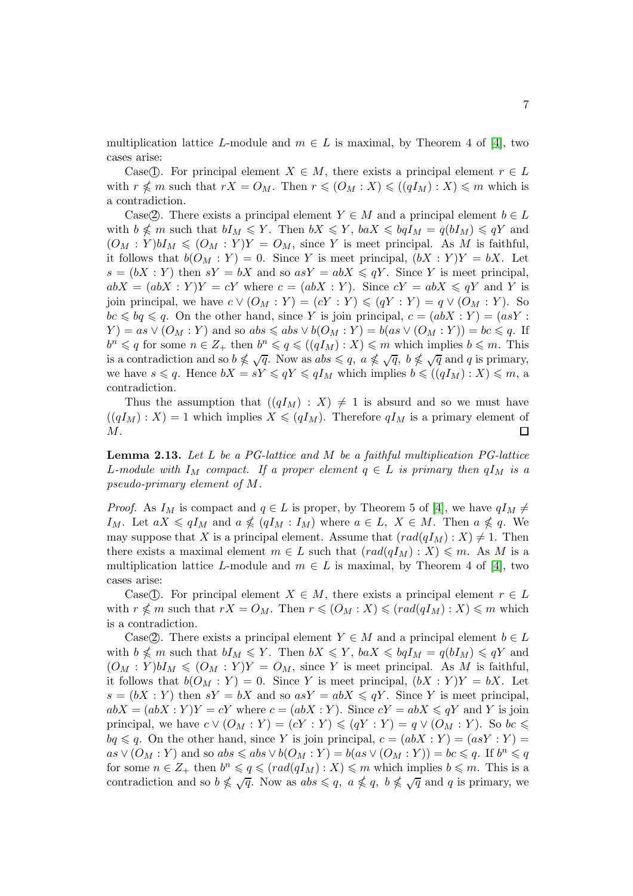multiplication lattice $L$-module and $m \in L$ is maximal, by Theorem 4 of [4], two cases arise:

Case①. For principal element $X \in M$, there exists a principal element $r \in L$ with $r \nleqslant m$ such that $rX = O_M$. Then $r \leqslant (O_M : X) \leqslant ((qI_M) : X) \leqslant m$ which is a contradiction.

Case②. There exists a principal element $Y \in M$ and a principal element $b \in L$ with $b \nleqslant m$ such that $bI_M \leqslant Y$. Then $bX \leqslant Y$, $baX \leqslant bqI_M = q(bI_M) \leqslant qY$ and $(O_M : Y)bI_M \leqslant (O_M : Y)Y = O_M$, since $Y$ is meet principal. As $M$ is faithful, it follows that $b(O_M : Y) = 0$. Since $Y$ is meet principal, $(bX : Y)Y = bX$. Let $s = (bX : Y)$ then $sY = bX$ and so $asY = abX \leqslant qY$. Since $Y$ is meet principal, $abX = (abX : Y)Y = cY$ where $c = (abX : Y)$. Since $cY = abX \leqslant qY$ and $Y$ is join principal, we have $c \vee (O_M : Y) = (cY : Y) \leqslant (qY : Y) = q \vee (O_M : Y)$. So $bc \leqslant bq \leqslant q$. On the other hand, since $Y$ is join principal, $c = (abX : Y) = (asY : Y) = as \vee (O_M : Y)$ and so $abs \leqslant abs \vee b(O_M : Y) = b(as \vee (O_M : Y)) = bc \leqslant q$. If $b^n \leqslant q$ for some $n \in Z_+$ then $b^n \leqslant q \leqslant ((qI_M) : X) \leqslant m$ which implies $b \leqslant m$. This is a contradiction and so $b \nleqslant \sqrt{q}$. Now as $abs \leqslant q$, $a \nleqslant \sqrt{q}$, $b \nleqslant \sqrt{q}$ and $q$ is primary, we have $s \leqslant q$. Hence $bX = sY \leqslant qY \leqslant qI_M$ which implies $b \leqslant ((qI_M) : X) \leqslant m$, a contradiction.

Thus the assumption that $((qI_M) : X) \neq 1$ is absurd and so we must have $((qI_M) : X) = 1$ which implies $X \leqslant (qI_M)$. Therefore $qI_M$ is a primary element of $M$. □

**Lemma 2.13.** *Let $L$ be a PG-lattice and $M$ be a faithful multiplication PG-lattice $L$-module with $I_M$ compact. If a proper element $q \in L$ is primary then $qI_M$ is a pseudo-primary element of $M$.*

*Proof.* As $I_M$ is compact and $q \in L$ is proper, by Theorem 5 of [4], we have $qI_M \neq I_M$. Let $aX \leqslant qI_M$ and $a \nleqslant (qI_M : I_M)$ where $a \in L$, $X \in M$. Then $a \nleqslant q$. We may suppose that $X$ is a principal element. Assume that $(rad(qI_M) : X) \neq 1$. Then there exists a maximal element $m \in L$ such that $(rad(qI_M) : X) \leqslant m$. As $M$ is a multiplication lattice $L$-module and $m \in L$ is maximal, by Theorem 4 of [4], two cases arise:

Case①. For principal element $X \in M$, there exists a principal element $r \in L$ with $r \nleqslant m$ such that $rX = O_M$. Then $r \leqslant (O_M : X) \leqslant (rad(qI_M) : X) \leqslant m$ which is a contradiction.

Case②. There exists a principal element $Y \in M$ and a principal element $b \in L$ with $b \nleqslant m$ such that $bI_M \leqslant Y$. Then $bX \leqslant Y$, $baX \leqslant bqI_M = q(bI_M) \leqslant qY$ and $(O_M : Y)bI_M \leqslant (O_M : Y)Y = O_M$, since $Y$ is meet principal. As $M$ is faithful, it follows that $b(O_M : Y) = 0$. Since $Y$ is meet principal, $(bX : Y)Y = bX$. Let $s = (bX : Y)$ then $sY = bX$ and so $asY = abX \leqslant qY$. Since $Y$ is meet principal, $abX = (abX : Y)Y = cY$ where $c = (abX : Y)$. Since $cY = abX \leqslant qY$ and $Y$ is join principal, we have $c \vee (O_M : Y) = (cY : Y) \leqslant (qY : Y) = q \vee (O_M : Y)$. So $bc \leqslant bq \leqslant q$. On the other hand, since $Y$ is join principal, $c = (abX : Y) = (asY : Y) = as \vee (O_M : Y)$ and so $abs \leqslant abs \vee b(O_M : Y) = b(as \vee (O_M : Y)) = bc \leqslant q$. If $b^n \leqslant q$ for some $n \in Z_+$ then $b^n \leqslant q \leqslant (rad(qI_M) : X) \leqslant m$ which implies $b \leqslant m$. This is a contradiction and so $b \nleqslant \sqrt{q}$. Now as $abs \leqslant q$, $a \nleqslant q$, $b \nleqslant \sqrt{q}$ and $q$ is primary, we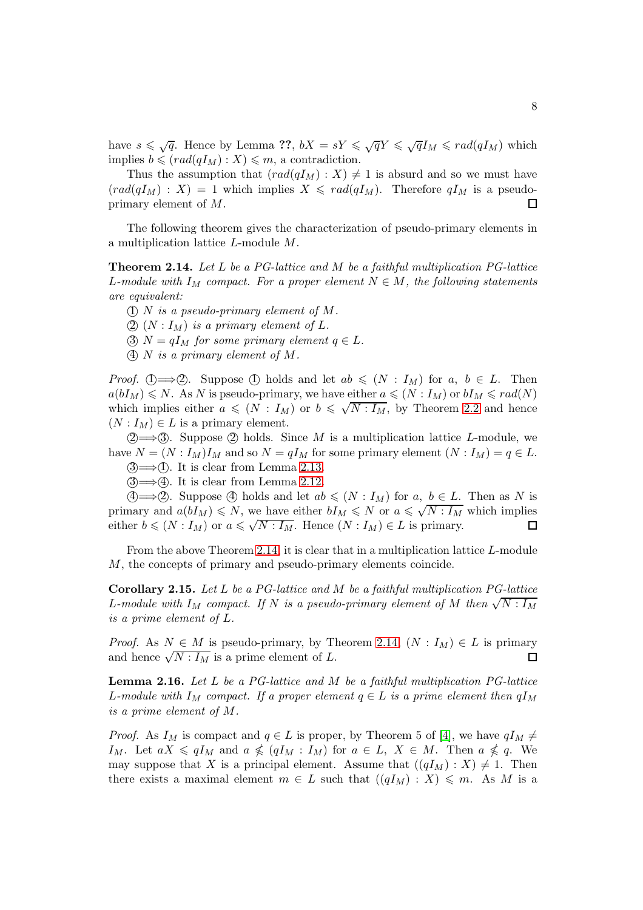have $s \leqslant \sqrt{q}$. Hence by Lemma **??**, $bX = sY \leqslant \sqrt{q}Y \leqslant \sqrt{q}I_M \leqslant rad(qI_M)$ which implies $b \leqslant (rad(qI_M) : X) \leqslant m$, a contradiction.

Thus the assumption that $(rad(qI_M) : X) \neq 1$ is absurd and so we must have $(rad(qI_M) : X) = 1$ which implies $X \leqslant rad(qI_M)$. Therefore $qI_M$ is a pseudo-primary element of $M$. □

The following theorem gives the characterization of pseudo-primary elements in a multiplication lattice $L$-module $M$.

**Theorem 2.14.** *Let $L$ be a PG-lattice and $M$ be a faithful multiplication PG-lattice $L$-module with $I_M$ compact. For a proper element $N \in M$, the following statements are equivalent:*

① *$N$ is a pseudo-primary element of $M$.*
② *$(N : I_M)$ is a primary element of $L$.*
③ *$N = qI_M$ for some primary element $q \in L$.*
④ *$N$ is a primary element of $M$.*

*Proof.* ①⟹②. Suppose ① holds and let $ab \leqslant (N : I_M)$ for $a,\ b \in L$. Then $a(bI_M) \leqslant N$. As $N$ is pseudo-primary, we have either $a \leqslant (N : I_M)$ or $bI_M \leqslant rad(N)$ which implies either $a \leqslant (N : I_M)$ or $b \leqslant \sqrt{N : I_M}$, by Theorem 2.2 and hence $(N : I_M) \in L$ is a primary element.

②⟹③. Suppose ② holds. Since $M$ is a multiplication lattice $L$-module, we have $N = (N : I_M)I_M$ and so $N = qI_M$ for some primary element $(N : I_M) = q \in L$.

③⟹①. It is clear from Lemma 2.13.

③⟹④. It is clear from Lemma 2.12.

④⟹②. Suppose ④ holds and let $ab \leqslant (N : I_M)$ for $a,\ b \in L$. Then as $N$ is primary and $a(bI_M) \leqslant N$, we have either $bI_M \leqslant N$ or $a \leqslant \sqrt{N : I_M}$ which implies either $b \leqslant (N : I_M)$ or $a \leqslant \sqrt{N : I_M}$. Hence $(N : I_M) \in L$ is primary. □

From the above Theorem 2.14, it is clear that in a multiplication lattice $L$-module $M$, the concepts of primary and pseudo-primary elements coincide.

**Corollary 2.15.** *Let $L$ be a PG-lattice and $M$ be a faithful multiplication PG-lattice $L$-module with $I_M$ compact. If $N$ is a pseudo-primary element of $M$ then $\sqrt{N : I_M}$ is a prime element of $L$.*

*Proof.* As $N \in M$ is pseudo-primary, by Theorem 2.14, $(N : I_M) \in L$ is primary and hence $\sqrt{N : I_M}$ is a prime element of $L$. □

**Lemma 2.16.** *Let $L$ be a PG-lattice and $M$ be a faithful multiplication PG-lattice $L$-module with $I_M$ compact. If a proper element $q \in L$ is a prime element then $qI_M$ is a prime element of $M$.*

*Proof.* As $I_M$ is compact and $q \in L$ is proper, by Theorem 5 of [4], we have $qI_M \neq I_M$. Let $aX \leqslant qI_M$ and $a \nleqslant (qI_M : I_M)$ for $a \in L,\ X \in M$. Then $a \nleqslant q$. We may suppose that $X$ is a principal element. Assume that $((qI_M) : X) \neq 1$. Then there exists a maximal element $m \in L$ such that $((qI_M) : X) \leqslant m$. As $M$ is a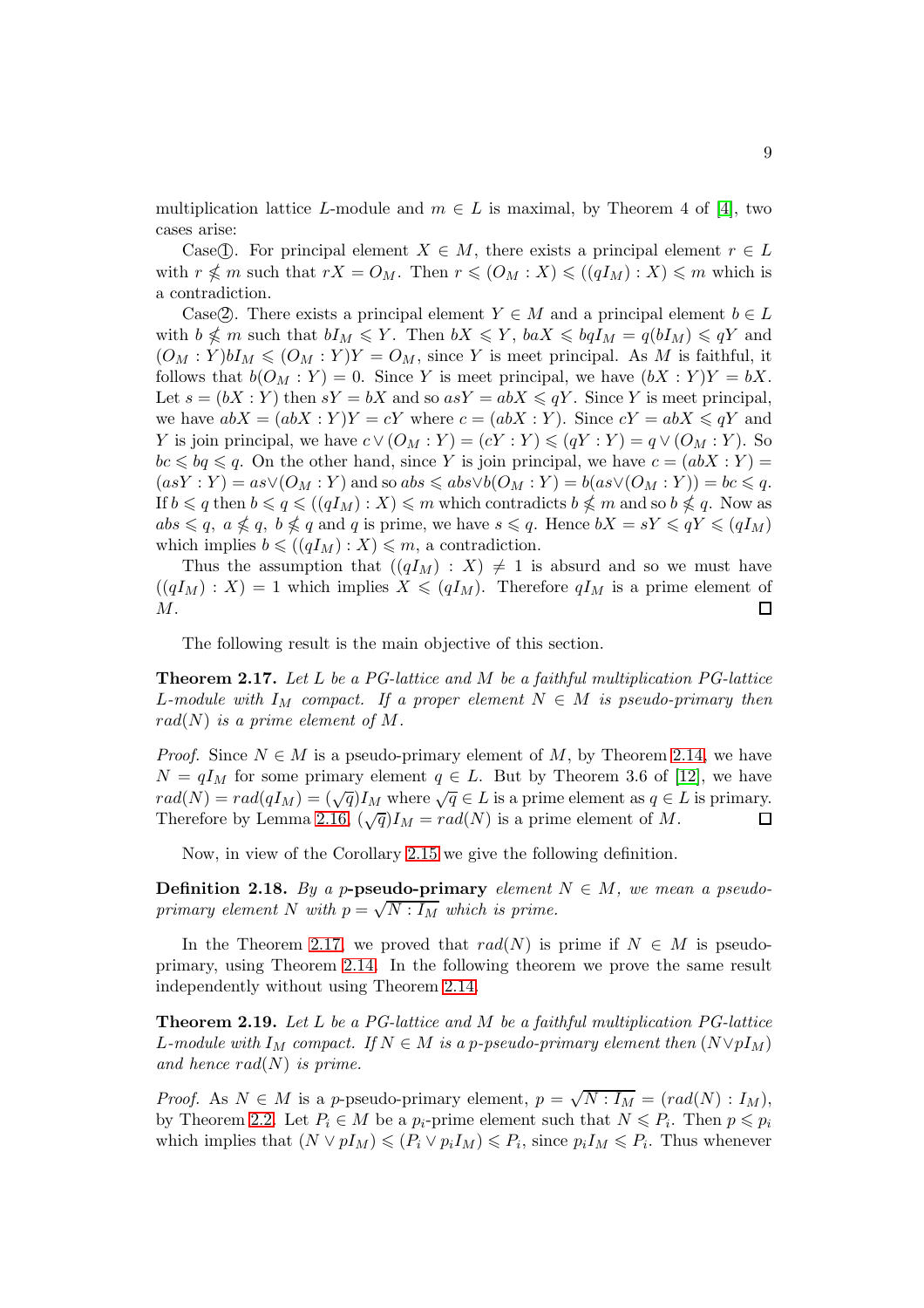multiplication lattice $L$-module and $m \in L$ is maximal, by Theorem 4 of [4], two cases arise:

Case①. For principal element $X \in M$, there exists a principal element $r \in L$ with $r \nleqslant m$ such that $rX = O_M$. Then $r \leqslant (O_M : X) \leqslant ((qI_M) : X) \leqslant m$ which is a contradiction.

Case②. There exists a principal element $Y \in M$ and a principal element $b \in L$ with $b \nleqslant m$ such that $bI_M \leqslant Y$. Then $bX \leqslant Y$, $baX \leqslant bqI_M = q(bI_M) \leqslant qY$ and $(O_M : Y)bI_M \leqslant (O_M : Y)Y = O_M$, since $Y$ is meet principal. As $M$ is faithful, it follows that $b(O_M : Y) = 0$. Since $Y$ is meet principal, we have $(bX : Y)Y = bX$. Let $s = (bX : Y)$ then $sY = bX$ and so $asY = abX \leqslant qY$. Since $Y$ is meet principal, we have $abX = (abX : Y)Y = cY$ where $c = (abX : Y)$. Since $cY = abX \leqslant qY$ and $Y$ is join principal, we have $c \vee (O_M : Y) = (cY : Y) \leqslant (qY : Y) = q \vee (O_M : Y)$. So $bc \leqslant bq \leqslant q$. On the other hand, since $Y$ is join principal, we have $c = (abX : Y) = (asY : Y) = as \vee (O_M : Y)$ and so $abs \leqslant abs \vee b(O_M : Y) = b(as \vee (O_M : Y)) = bc \leqslant q$. If $b \leqslant q$ then $b \leqslant q \leqslant ((qI_M) : X) \leqslant m$ which contradicts $b \nleqslant m$ and so $b \nleqslant q$. Now as $abs \leqslant q$, $a \nleqslant q$, $b \nleqslant q$ and $q$ is prime, we have $s \leqslant q$. Hence $bX = sY \leqslant qY \leqslant (qI_M)$ which implies $b \leqslant ((qI_M) : X) \leqslant m$, a contradiction.

Thus the assumption that $((qI_M) : X) \neq 1$ is absurd and so we must have $((qI_M) : X) = 1$ which implies $X \leqslant (qI_M)$. Therefore $qI_M$ is a prime element of $M$. $\square$

The following result is the main objective of this section.

**Theorem 2.17.** *Let $L$ be a PG-lattice and $M$ be a faithful multiplication PG-lattice $L$-module with $I_M$ compact. If a proper element $N \in M$ is pseudo-primary then $rad(N)$ is a prime element of $M$.*

*Proof.* Since $N \in M$ is a pseudo-primary element of $M$, by Theorem 2.14, we have $N = qI_M$ for some primary element $q \in L$. But by Theorem 3.6 of [12], we have $rad(N) = rad(qI_M) = (\sqrt{q})I_M$ where $\sqrt{q} \in L$ is a prime element as $q \in L$ is primary. Therefore by Lemma 2.16, $(\sqrt{q})I_M = rad(N)$ is a prime element of $M$. $\square$

Now, in view of the Corollary 2.15 we give the following definition.

**Definition 2.18.** *By a* **$p$-pseudo-primary** *element $N \in M$, we mean a pseudo-primary element $N$ with $p = \sqrt{N : I_M}$ which is prime.*

In the Theorem 2.17, we proved that $rad(N)$ is prime if $N \in M$ is pseudo-primary, using Theorem 2.14. In the following theorem we prove the same result independently without using Theorem 2.14.

**Theorem 2.19.** *Let $L$ be a PG-lattice and $M$ be a faithful multiplication PG-lattice $L$-module with $I_M$ compact. If $N \in M$ is a $p$-pseudo-primary element then $(N \vee pI_M)$ and hence $rad(N)$ is prime.*

*Proof.* As $N \in M$ is a $p$-pseudo-primary element, $p = \sqrt{N : I_M} = (rad(N) : I_M)$, by Theorem 2.2. Let $P_i \in M$ be a $p_i$-prime element such that $N \leqslant P_i$. Then $p \leqslant p_i$ which implies that $(N \vee pI_M) \leqslant (P_i \vee p_i I_M) \leqslant P_i$, since $p_i I_M \leqslant P_i$. Thus whenever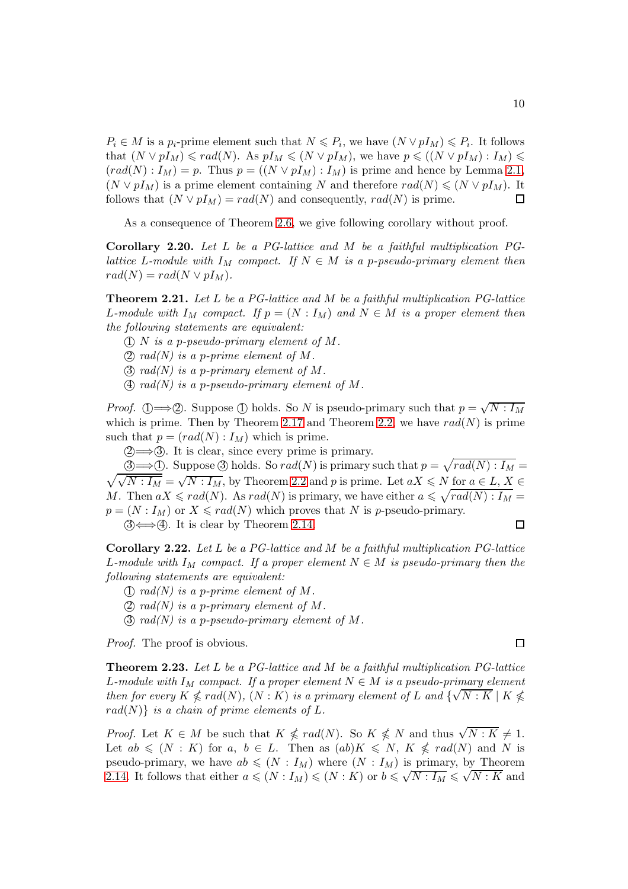$P_i \in M$ is a $p_i$-prime element such that $N \leqslant P_i$, we have $(N \vee pI_M) \leqslant P_i$. It follows that $(N \vee pI_M) \leqslant rad(N)$. As $pI_M \leqslant (N \vee pI_M)$, we have $p \leqslant ((N \vee pI_M) : I_M) \leqslant (rad(N) : I_M) = p$. Thus $p = ((N \vee pI_M) : I_M)$ is prime and hence by Lemma 2.1, $(N \vee pI_M)$ is a prime element containing $N$ and therefore $rad(N) \leqslant (N \vee pI_M)$. It follows that $(N \vee pI_M) = rad(N)$ and consequently, $rad(N)$ is prime. □

As a consequence of Theorem 2.6, we give following corollary without proof.

**Corollary 2.20.** *Let $L$ be a PG-lattice and $M$ be a faithful multiplication PG-lattice $L$-module with $I_M$ compact. If $N \in M$ is a $p$-pseudo-primary element then $rad(N) = rad(N \vee pI_M)$.*

**Theorem 2.21.** *Let $L$ be a PG-lattice and $M$ be a faithful multiplication PG-lattice $L$-module with $I_M$ compact. If $p = (N : I_M)$ and $N \in M$ is a proper element then the following statements are equivalent:*

① *$N$ is a $p$-pseudo-primary element of $M$.*

② *$rad(N)$ is a $p$-prime element of $M$.*

③ *$rad(N)$ is a $p$-primary element of $M$.*

④ *$rad(N)$ is a $p$-pseudo-primary element of $M$.*

*Proof.* ①⟹②. Suppose ① holds. So $N$ is pseudo-primary such that $p = \sqrt{N : I_M}$ which is prime. Then by Theorem 2.17 and Theorem 2.2, we have $rad(N)$ is prime such that $p = (rad(N) : I_M)$ which is prime.

②⟹③. It is clear, since every prime is primary.

③⟹①. Suppose ③ holds. So $rad(N)$ is primary such that $p = \sqrt{rad(N) : I_M} = \sqrt{\sqrt{N : I_M}} = \sqrt{N : I_M}$, by Theorem 2.2 and $p$ is prime. Let $aX \leqslant N$ for $a \in L$, $X \in M$. Then $aX \leqslant rad(N)$. As $rad(N)$ is primary, we have either $a \leqslant \sqrt{rad(N) : I_M} = p = (N : I_M)$ or $X \leqslant rad(N)$ which proves that $N$ is $p$-pseudo-primary.

③⟺④. It is clear by Theorem 2.14. □

**Corollary 2.22.** *Let $L$ be a PG-lattice and $M$ be a faithful multiplication PG-lattice $L$-module with $I_M$ compact. If a proper element $N \in M$ is pseudo-primary then the following statements are equivalent:*

① *$rad(N)$ is a $p$-prime element of $M$.*

② *$rad(N)$ is a $p$-primary element of $M$.*

③ *$rad(N)$ is a $p$-pseudo-primary element of $M$.*

*Proof.* The proof is obvious. □

**Theorem 2.23.** *Let $L$ be a PG-lattice and $M$ be a faithful multiplication PG-lattice $L$-module with $I_M$ compact. If a proper element $N \in M$ is a pseudo-primary element then for every $K \nleqslant rad(N)$, $(N : K)$ is a primary element of $L$ and $\{\sqrt{N : K} \mid K \nleqslant rad(N)\}$ is a chain of prime elements of $L$.*

*Proof.* Let $K \in M$ be such that $K \nleqslant rad(N)$. So $K \nleqslant N$ and thus $\sqrt{N : K} \neq 1$. Let $ab \leqslant (N : K)$ for $a$, $b \in L$. Then as $(ab)K \leqslant N$, $K \nleqslant rad(N)$ and $N$ is pseudo-primary, we have $ab \leqslant (N : I_M)$ where $(N : I_M)$ is primary, by Theorem 2.14. It follows that either $a \leqslant (N : I_M) \leqslant (N : K)$ or $b \leqslant \sqrt{N : I_M} \leqslant \sqrt{N : K}$ and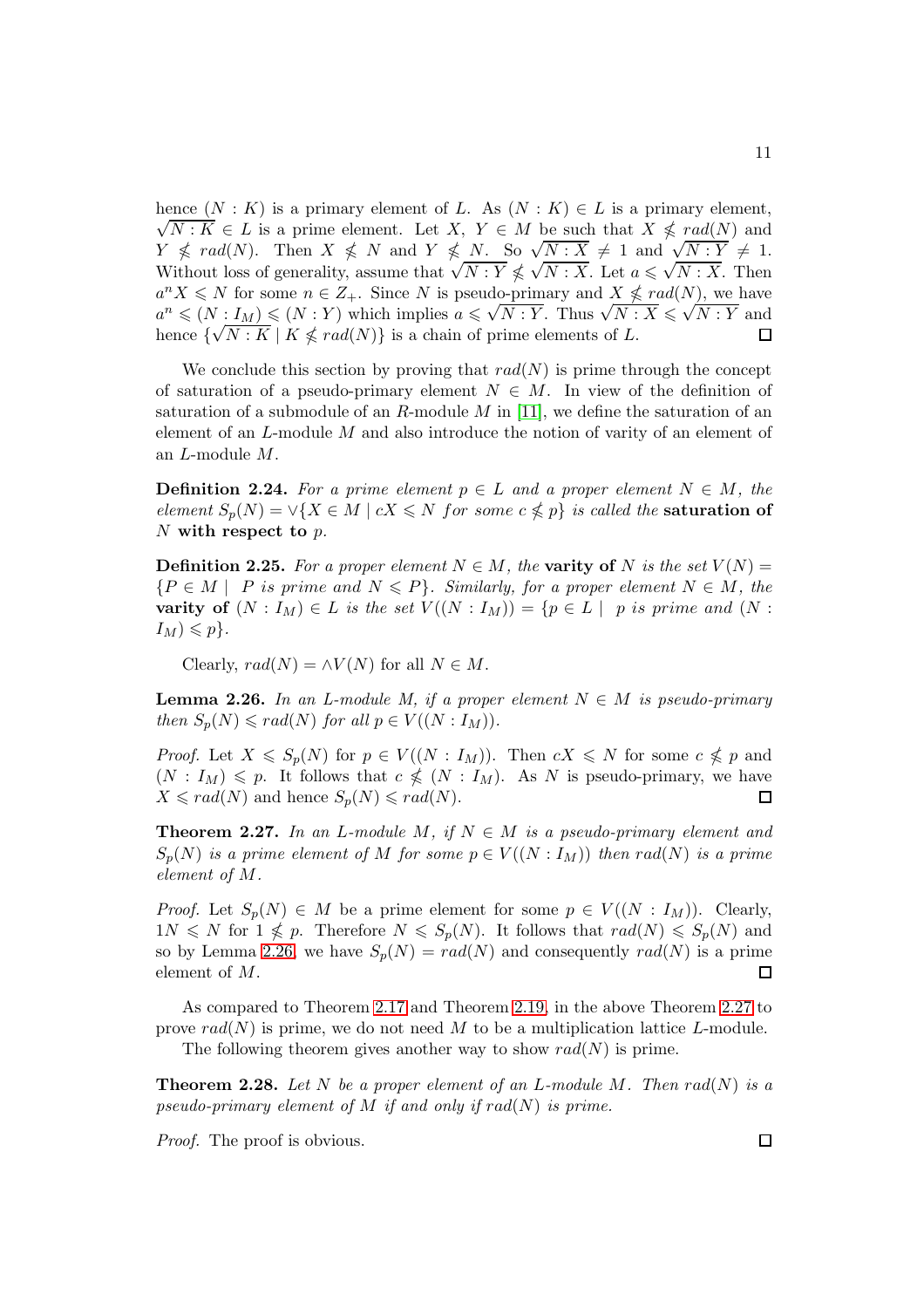hence $(N : K)$ is a primary element of $L$. As $(N : K) \in L$ is a primary element, $\sqrt{N : K} \in L$ is a prime element. Let $X,\ Y \in M$ be such that $X \nleqslant rad(N)$ and $Y \nleqslant rad(N)$. Then $X \nleqslant N$ and $Y \nleqslant N$. So $\sqrt{N : X} \neq 1$ and $\sqrt{N : Y} \neq 1$. Without loss of generality, assume that $\sqrt{N : Y} \nleqslant \sqrt{N : X}$. Let $a \leqslant \sqrt{N : X}$. Then $a^n X \leqslant N$ for some $n \in Z_+$. Since $N$ is pseudo-primary and $X \nleqslant rad(N)$, we have $a^n \leqslant (N : I_M) \leqslant (N : Y)$ which implies $a \leqslant \sqrt{N : Y}$. Thus $\sqrt{N : X} \leqslant \sqrt{N : Y}$ and hence $\{\sqrt{N : K} \mid K \nleqslant rad(N)\}$ is a chain of prime elements of $L$. $\square$

We conclude this section by proving that $rad(N)$ is prime through the concept of saturation of a pseudo-primary element $N \in M$. In view of the definition of saturation of a submodule of an $R$-module $M$ in [11], we define the saturation of an element of an $L$-module $M$ and also introduce the notion of varity of an element of an $L$-module $M$.

**Definition 2.24.** *For a prime element $p \in L$ and a proper element $N \in M$, the element $S_p(N) = \vee\{X \in M \mid cX \leqslant N$ for some $c \nleqslant p\}$ is called the* **saturation of $N$ with respect to $p$**.

**Definition 2.25.** *For a proper element $N \in M$, the* **varity of $N$** *is the set $V(N) = \{P \in M \mid\ P$ is prime and $N \leqslant P\}$. Similarly, for a proper element $N \in M$, the* **varity of $(N : I_M) \in L$** *is the set $V((N : I_M)) = \{p \in L \mid\ p$ is prime and $(N : I_M) \leqslant p\}$.*

Clearly, $rad(N) = \wedge V(N)$ for all $N \in M$.

**Lemma 2.26.** *In an $L$-module $M$, if a proper element $N \in M$ is pseudo-primary then $S_p(N) \leqslant rad(N)$ for all $p \in V((N : I_M))$.*

*Proof.* Let $X \leqslant S_p(N)$ for $p \in V((N : I_M))$. Then $cX \leqslant N$ for some $c \nleqslant p$ and $(N : I_M) \leqslant p$. It follows that $c \nleqslant (N : I_M)$. As $N$ is pseudo-primary, we have $X \leqslant rad(N)$ and hence $S_p(N) \leqslant rad(N)$. $\square$

**Theorem 2.27.** *In an $L$-module $M$, if $N \in M$ is a pseudo-primary element and $S_p(N)$ is a prime element of $M$ for some $p \in V((N : I_M))$ then $rad(N)$ is a prime element of $M$.*

*Proof.* Let $S_p(N) \in M$ be a prime element for some $p \in V((N : I_M))$. Clearly, $1N \leqslant N$ for $1 \nleqslant p$. Therefore $N \leqslant S_p(N)$. It follows that $rad(N) \leqslant S_p(N)$ and so by Lemma 2.26, we have $S_p(N) = rad(N)$ and consequently $rad(N)$ is a prime element of $M$. $\square$

As compared to Theorem 2.17 and Theorem 2.19, in the above Theorem 2.27 to prove $rad(N)$ is prime, we do not need $M$ to be a multiplication lattice $L$-module.

The following theorem gives another way to show $rad(N)$ is prime.

**Theorem 2.28.** *Let $N$ be a proper element of an $L$-module $M$. Then $rad(N)$ is a pseudo-primary element of $M$ if and only if $rad(N)$ is prime.*

*Proof.* The proof is obvious. $\square$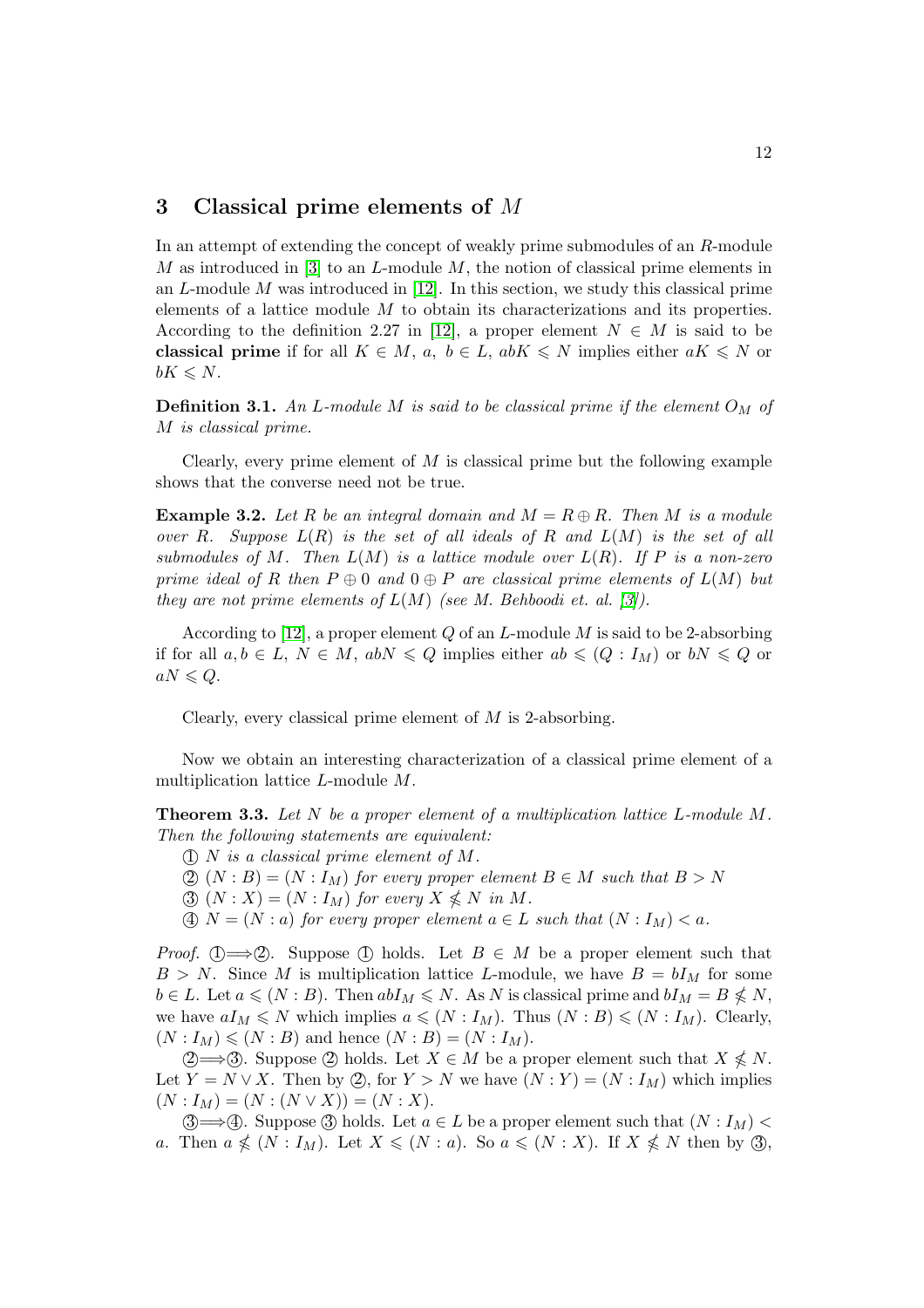## 3 Classical prime elements of $M$

In an attempt of extending the concept of weakly prime submodules of an $R$-module $M$ as introduced in [3] to an $L$-module $M$, the notion of classical prime elements in an $L$-module $M$ was introduced in [12]. In this section, we study this classical prime elements of a lattice module $M$ to obtain its characterizations and its properties. According to the definition 2.27 in [12], a proper element $N \in M$ is said to be **classical prime** if for all $K \in M$, $a$, $b \in L$, $abK \leqslant N$ implies either $aK \leqslant N$ or $bK \leqslant N$.

**Definition 3.1.** *An $L$-module $M$ is said to be classical prime if the element $O_M$ of $M$ is classical prime.*

Clearly, every prime element of $M$ is classical prime but the following example shows that the converse need not be true.

**Example 3.2.** *Let $R$ be an integral domain and $M = R \oplus R$. Then $M$ is a module over $R$. Suppose $L(R)$ is the set of all ideals of $R$ and $L(M)$ is the set of all submodules of $M$. Then $L(M)$ is a lattice module over $L(R)$. If $P$ is a non-zero prime ideal of $R$ then $P \oplus 0$ and $0 \oplus P$ are classical prime elements of $L(M)$ but they are not prime elements of $L(M)$ (see M. Behboodi et. al. [3]).*

According to [12], a proper element $Q$ of an $L$-module $M$ is said to be 2-absorbing if for all $a, b \in L$, $N \in M$, $abN \leqslant Q$ implies either $ab \leqslant (Q : I_M)$ or $bN \leqslant Q$ or $aN \leqslant Q$.

Clearly, every classical prime element of $M$ is 2-absorbing.

Now we obtain an interesting characterization of a classical prime element of a multiplication lattice $L$-module $M$.

**Theorem 3.3.** *Let $N$ be a proper element of a multiplication lattice $L$-module $M$. Then the following statements are equivalent:*

① *$N$ is a classical prime element of $M$.*
② *$(N : B) = (N : I_M)$ for every proper element $B \in M$ such that $B > N$*
③ *$(N : X) = (N : I_M)$ for every $X \nleqslant N$ in $M$.*
④ *$N = (N : a)$ for every proper element $a \in L$ such that $(N : I_M) < a$.*

*Proof.* ①$\Longrightarrow$②. Suppose ① holds. Let $B \in M$ be a proper element such that $B > N$. Since $M$ is multiplication lattice $L$-module, we have $B = bI_M$ for some $b \in L$. Let $a \leqslant (N : B)$. Then $abI_M \leqslant N$. As $N$ is classical prime and $bI_M = B \nleqslant N$, we have $aI_M \leqslant N$ which implies $a \leqslant (N : I_M)$. Thus $(N : B) \leqslant (N : I_M)$. Clearly, $(N : I_M) \leqslant (N : B)$ and hence $(N : B) = (N : I_M)$.

②$\Longrightarrow$③. Suppose ② holds. Let $X \in M$ be a proper element such that $X \nleqslant N$. Let $Y = N \vee X$. Then by ②, for $Y > N$ we have $(N : Y) = (N : I_M)$ which implies $(N : I_M) = (N : (N \vee X)) = (N : X)$.

③$\Longrightarrow$④. Suppose ③ holds. Let $a \in L$ be a proper element such that $(N : I_M) < a$. Then $a \nleqslant (N : I_M)$. Let $X \leqslant (N : a)$. So $a \leqslant (N : X)$. If $X \nleqslant N$ then by ③,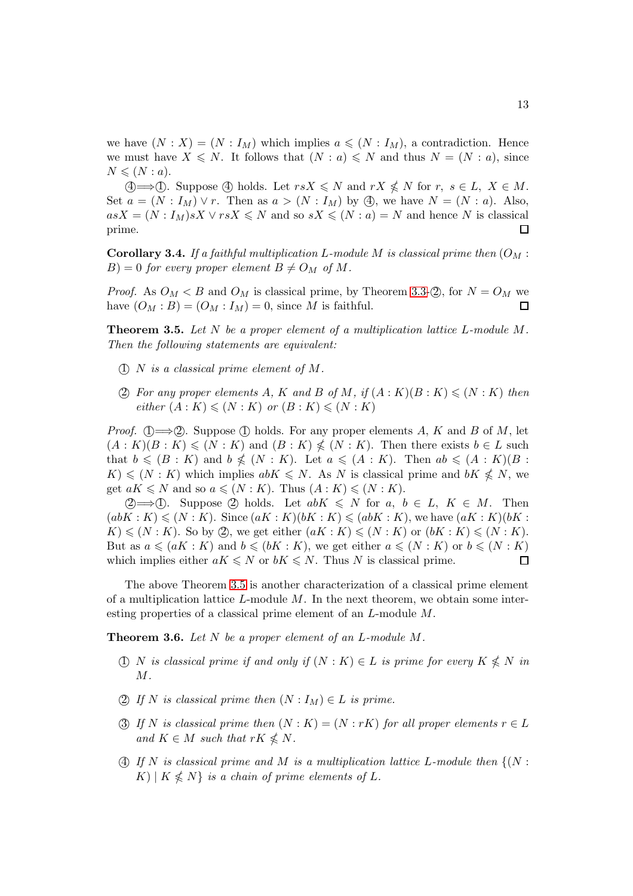we have $(N : X) = (N : I_M)$ which implies $a \leqslant (N : I_M)$, a contradiction. Hence we must have $X \leqslant N$. It follows that $(N : a) \leqslant N$ and thus $N = (N : a)$, since $N \leqslant (N : a)$.

④$\Longrightarrow$①. Suppose ④ holds. Let $rsX \leqslant N$ and $rX \nleqslant N$ for $r,\ s \in L,\ X \in M$. Set $a = (N : I_M) \vee r$. Then as $a > (N : I_M)$ by ④, we have $N = (N : a)$. Also, $asX = (N : I_M)sX \vee rsX \leqslant N$ and so $sX \leqslant (N : a) = N$ and hence $N$ is classical prime. $\square$

**Corollary 3.4.** *If a faithful multiplication $L$-module $M$ is classical prime then $(O_M : B) = 0$ for every proper element $B \neq O_M$ of $M$.*

*Proof.* As $O_M < B$ and $O_M$ is classical prime, by Theorem 3.3-②, for $N = O_M$ we have $(O_M : B) = (O_M : I_M) = 0$, since $M$ is faithful. $\square$

**Theorem 3.5.** *Let $N$ be a proper element of a multiplication lattice $L$-module $M$. Then the following statements are equivalent:*

① *$N$ is a classical prime element of $M$.*

② *For any proper elements $A$, $K$ and $B$ of $M$, if $(A : K)(B : K) \leqslant (N : K)$ then either $(A : K) \leqslant (N : K)$ or $(B : K) \leqslant (N : K)$*

*Proof.* ①$\Longrightarrow$②. Suppose ① holds. For any proper elements $A$, $K$ and $B$ of $M$, let $(A : K)(B : K) \leqslant (N : K)$ and $(B : K) \nleqslant (N : K)$. Then there exists $b \in L$ such that $b \leqslant (B : K)$ and $b \nleqslant (N : K)$. Let $a \leqslant (A : K)$. Then $ab \leqslant (A : K)(B : K) \leqslant (N : K)$ which implies $abK \leqslant N$. As $N$ is classical prime and $bK \nleqslant N$, we get $aK \leqslant N$ and so $a \leqslant (N : K)$. Thus $(A : K) \leqslant (N : K)$.

②$\Longrightarrow$①. Suppose ② holds. Let $abK \leqslant N$ for $a,\ b \in L,\ K \in M$. Then $(abK : K) \leqslant (N : K)$. Since $(aK : K)(bK : K) \leqslant (abK : K)$, we have $(aK : K)(bK : K) \leqslant (N : K)$. So by ②, we get either $(aK : K) \leqslant (N : K)$ or $(bK : K) \leqslant (N : K)$. But as $a \leqslant (aK : K)$ and $b \leqslant (bK : K)$, we get either $a \leqslant (N : K)$ or $b \leqslant (N : K)$ which implies either $aK \leqslant N$ or $bK \leqslant N$. Thus $N$ is classical prime. $\square$

The above Theorem 3.5 is another characterization of a classical prime element of a multiplication lattice $L$-module $M$. In the next theorem, we obtain some interesting properties of a classical prime element of an $L$-module $M$.

**Theorem 3.6.** *Let $N$ be a proper element of an $L$-module $M$.*

① *$N$ is classical prime if and only if $(N : K) \in L$ is prime for every $K \nleqslant N$ in $M$.*

② *If $N$ is classical prime then $(N : I_M) \in L$ is prime.*

③ *If $N$ is classical prime then $(N : K) = (N : rK)$ for all proper elements $r \in L$ and $K \in M$ such that $rK \nleqslant N$.*

④ *If $N$ is classical prime and $M$ is a multiplication lattice $L$-module then $\{(N : K) \mid K \nleqslant N\}$ is a chain of prime elements of $L$.*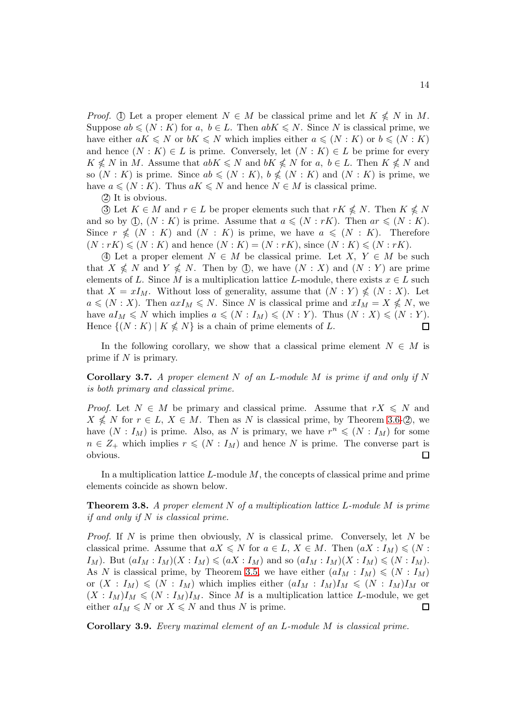*Proof.* ① Let a proper element $N \in M$ be classical prime and let $K \nleqslant N$ in $M$. Suppose $ab \leqslant (N : K)$ for $a,\ b \in L$. Then $abK \leqslant N$. Since $N$ is classical prime, we have either $aK \leqslant N$ or $bK \leqslant N$ which implies either $a \leqslant (N : K)$ or $b \leqslant (N : K)$ and hence $(N : K) \in L$ is prime. Conversely, let $(N : K) \in L$ be prime for every $K \nleqslant N$ in $M$. Assume that $abK \leqslant N$ and $bK \nleqslant N$ for $a,\ b \in L$. Then $K \nleqslant N$ and so $(N : K)$ is prime. Since $ab \leqslant (N : K)$, $b \nleqslant (N : K)$ and $(N : K)$ is prime, we have $a \leqslant (N : K)$. Thus $aK \leqslant N$ and hence $N \in M$ is classical prime.

② It is obvious.

③ Let $K \in M$ and $r \in L$ be proper elements such that $rK \nleqslant N$. Then $K \nleqslant N$ and so by ①, $(N : K)$ is prime. Let $a \leqslant (N : rK)$. Then $ar \leqslant (N : K)$. Since $r \nleqslant (N : K)$ and $(N : K)$ is prime, we have $a \leqslant (N : K)$. Therefore $(N : rK) \leqslant (N : K)$ and hence $(N : K) = (N : rK)$, since $(N : K) \leqslant (N : rK)$.

④ Let a proper element $N \in M$ be classical prime. Let $X,\ Y \in M$ be such that $X \nleqslant N$ and $Y \nleqslant N$. Then by ①, we have $(N : X)$ and $(N : Y)$ are prime elements of $L$. Since $M$ is a multiplication lattice $L$-module, there exists $x \in L$ such that $X = xI_M$. Without loss of generality, assume that $(N : Y) \nleqslant (N : X)$. Let $a \leqslant (N : X)$. Then $axI_M \leqslant N$. Since $N$ is classical prime and $xI_M = X \nleqslant N$, we have $aI_M \leqslant N$ which implies $a \leqslant (N : I_M) \leqslant (N : Y)$. Thus $(N : X) \leqslant (N : Y)$. Hence $\{(N : K) \mid K \nleqslant N\}$ is a chain of prime elements of $L$. ☐

In the following corollary, we show that a classical prime element $N \in M$ is prime if $N$ is primary.

**Corollary 3.7.** *A proper element $N$ of an $L$-module $M$ is prime if and only if $N$ is both primary and classical prime.*

*Proof.* Let $N \in M$ be primary and classical prime. Assume that $rX \leqslant N$ and $X \nleqslant N$ for $r \in L$, $X \in M$. Then as $N$ is classical prime, by Theorem 3.6-②, we have $(N : I_M)$ is prime. Also, as $N$ is primary, we have $r^n \leqslant (N : I_M)$ for some $n \in Z_+$ which implies $r \leqslant (N : I_M)$ and hence $N$ is prime. The converse part is obvious. ☐

In a multiplication lattice $L$-module $M$, the concepts of classical prime and prime elements coincide as shown below.

**Theorem 3.8.** *A proper element $N$ of a multiplication lattice $L$-module $M$ is prime if and only if $N$ is classical prime.*

*Proof.* If $N$ is prime then obviously, $N$ is classical prime. Conversely, let $N$ be classical prime. Assume that $aX \leqslant N$ for $a \in L$, $X \in M$. Then $(aX : I_M) \leqslant (N : I_M)$. But $(aI_M : I_M)(X : I_M) \leqslant (aX : I_M)$ and so $(aI_M : I_M)(X : I_M) \leqslant (N : I_M)$. As $N$ is classical prime, by Theorem 3.5, we have either $(aI_M : I_M) \leqslant (N : I_M)$ or $(X : I_M) \leqslant (N : I_M)$ which implies either $(aI_M : I_M)I_M \leqslant (N : I_M)I_M$ or $(X : I_M)I_M \leqslant (N : I_M)I_M$. Since $M$ is a multiplication lattice $L$-module, we get either $aI_M \leqslant N$ or $X \leqslant N$ and thus $N$ is prime. ☐

**Corollary 3.9.** *Every maximal element of an $L$-module $M$ is classical prime.*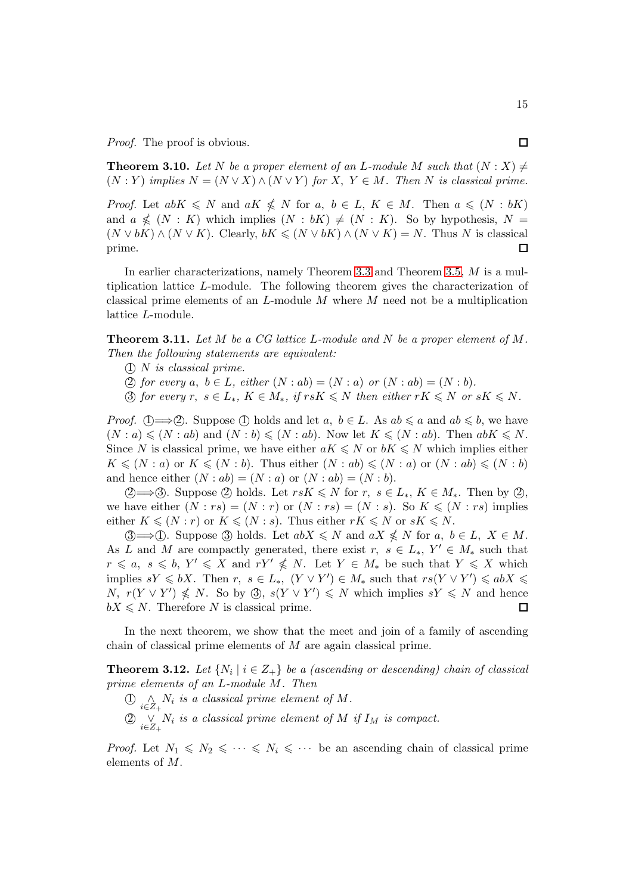*Proof.* The proof is obvious. □

**Theorem 3.10.** *Let $N$ be a proper element of an $L$-module $M$ such that $(N : X) \neq (N : Y)$ implies $N = (N \vee X) \wedge (N \vee Y)$ for $X,\ Y \in M$. Then $N$ is classical prime.*

*Proof.* Let $abK \leqslant N$ and $aK \nleqslant N$ for $a,\ b \in L,\ K \in M$. Then $a \leqslant (N : bK)$ and $a \nleqslant (N : K)$ which implies $(N : bK) \neq (N : K)$. So by hypothesis, $N = (N \vee bK) \wedge (N \vee K)$. Clearly, $bK \leqslant (N \vee bK) \wedge (N \vee K) = N$. Thus $N$ is classical prime. □

In earlier characterizations, namely Theorem 3.3 and Theorem 3.5, $M$ is a multiplication lattice $L$-module. The following theorem gives the characterization of classical prime elements of an $L$-module $M$ where $M$ need not be a multiplication lattice $L$-module.

**Theorem 3.11.** *Let $M$ be a CG lattice $L$-module and $N$ be a proper element of $M$. Then the following statements are equivalent:*

① *$N$ is classical prime.*

② *for every $a,\ b \in L$, either $(N : ab) = (N : a)$ or $(N : ab) = (N : b)$.*

③ *for every $r,\ s \in L_*,\ K \in M_*$, if $rsK \leqslant N$ then either $rK \leqslant N$ or $sK \leqslant N$.*

*Proof.* ①$\Longrightarrow$②. Suppose ① holds and let $a,\ b \in L$. As $ab \leqslant a$ and $ab \leqslant b$, we have $(N : a) \leqslant (N : ab)$ and $(N : b) \leqslant (N : ab)$. Now let $K \leqslant (N : ab)$. Then $abK \leqslant N$. Since $N$ is classical prime, we have either $aK \leqslant N$ or $bK \leqslant N$ which implies either $K \leqslant (N : a)$ or $K \leqslant (N : b)$. Thus either $(N : ab) \leqslant (N : a)$ or $(N : ab) \leqslant (N : b)$ and hence either $(N : ab) = (N : a)$ or $(N : ab) = (N : b)$.

②$\Longrightarrow$③. Suppose ② holds. Let $rsK \leqslant N$ for $r,\ s \in L_*,\ K \in M_*$. Then by ②, we have either $(N : rs) = (N : r)$ or $(N : rs) = (N : s)$. So $K \leqslant (N : rs)$ implies either $K \leqslant (N : r)$ or $K \leqslant (N : s)$. Thus either $rK \leqslant N$ or $sK \leqslant N$.

③$\Longrightarrow$①. Suppose ③ holds. Let $abX \leqslant N$ and $aX \nleqslant N$ for $a,\ b \in L,\ X \in M$. As $L$ and $M$ are compactly generated, there exist $r,\ s \in L_*,\ Y' \in M_*$ such that $r \leqslant a,\ s \leqslant b,\ Y' \leqslant X$ and $rY' \nleqslant N$. Let $Y \in M_*$ be such that $Y \leqslant X$ which implies $sY \leqslant bX$. Then $r,\ s \in L_*,\ (Y \vee Y') \in M_*$ such that $rs(Y \vee Y') \leqslant abX \leqslant N,\ r(Y \vee Y') \nleqslant N$. So by ③, $s(Y \vee Y') \leqslant N$ which implies $sY \leqslant N$ and hence $bX \leqslant N$. Therefore $N$ is classical prime. □

In the next theorem, we show that the meet and join of a family of ascending chain of classical prime elements of $M$ are again classical prime.

**Theorem 3.12.** *Let $\{N_i \mid i \in Z_+\}$ be a (ascending or descending) chain of classical prime elements of an $L$-module $M$. Then*

① *$\bigwedge_{i \in Z_+} N_i$ is a classical prime element of $M$.*

② *$\bigvee_{i \in Z_+} N_i$ is a classical prime element of $M$ if $I_M$ is compact.*

*Proof.* Let $N_1 \leqslant N_2 \leqslant \cdots \leqslant N_i \leqslant \cdots$ be an ascending chain of classical prime elements of $M$.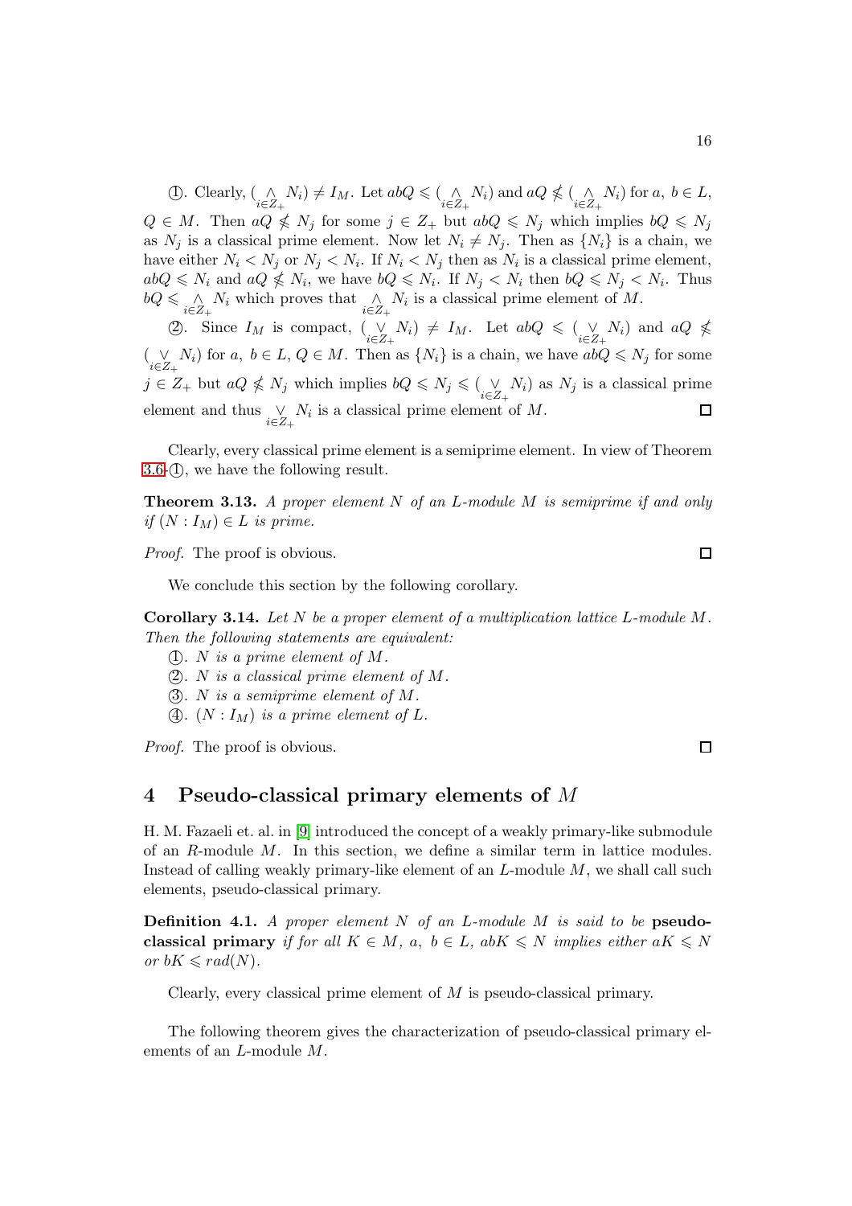①. Clearly, $(\underset{i\in Z_+}{\wedge} N_i) \neq I_M$. Let $abQ \leqslant (\underset{i\in Z_+}{\wedge} N_i)$ and $aQ \nleqslant (\underset{i\in Z_+}{\wedge} N_i)$ for $a,\ b \in L$, $Q \in M$. Then $aQ \nleqslant N_j$ for some $j \in Z_+$ but $abQ \leqslant N_j$ which implies $bQ \leqslant N_j$ as $N_j$ is a classical prime element. Now let $N_i \neq N_j$. Then as $\{N_i\}$ is a chain, we have either $N_i < N_j$ or $N_j < N_i$. If $N_i < N_j$ then as $N_i$ is a classical prime element, $abQ \leqslant N_i$ and $aQ \nleqslant N_i$, we have $bQ \leqslant N_i$. If $N_j < N_i$ then $bQ \leqslant N_j < N_i$. Thus $bQ \leqslant \underset{i\in Z_+}{\wedge} N_i$ which proves that $\underset{i\in Z_+}{\wedge} N_i$ is a classical prime element of $M$.

②. Since $I_M$ is compact, $(\underset{i\in Z_+}{\vee} N_i) \neq I_M$. Let $abQ \leqslant (\underset{i\in Z_+}{\vee} N_i)$ and $aQ \nleqslant (\underset{i\in Z_+}{\vee} N_i)$ for $a,\ b \in L$, $Q \in M$. Then as $\{N_i\}$ is a chain, we have $abQ \leqslant N_j$ for some $j \in Z_+$ but $aQ \nleqslant N_j$ which implies $bQ \leqslant N_j \leqslant (\underset{i\in Z_+}{\vee} N_i)$ as $N_j$ is a classical prime element and thus $\underset{i\in Z_+}{\vee} N_i$ is a classical prime element of $M$. □

Clearly, every classical prime element is a semiprime element. In view of Theorem 3.6-①, we have the following result.

**Theorem 3.13.** *A proper element $N$ of an $L$-module $M$ is semiprime if and only if $(N : I_M) \in L$ is prime.*

*Proof.* The proof is obvious. □

We conclude this section by the following corollary.

**Corollary 3.14.** *Let $N$ be a proper element of a multiplication lattice $L$-module $M$. Then the following statements are equivalent:*

①. *$N$ is a prime element of $M$.*

②. *$N$ is a classical prime element of $M$.*

③. *$N$ is a semiprime element of $M$.*

④. *$(N : I_M)$ is a prime element of $L$.*

*Proof.* The proof is obvious. □

## 4 Pseudo-classical primary elements of $M$

H. M. Fazaeli et. al. in [9] introduced the concept of a weakly primary-like submodule of an $R$-module $M$. In this section, we define a similar term in lattice modules. Instead of calling weakly primary-like element of an $L$-module $M$, we shall call such elements, pseudo-classical primary.

**Definition 4.1.** *A proper element $N$ of an $L$-module $M$ is said to be* **pseudo-classical primary** *if for all $K \in M$, $a,\ b \in L$, $abK \leqslant N$ implies either $aK \leqslant N$ or $bK \leqslant rad(N)$.*

Clearly, every classical prime element of $M$ is pseudo-classical primary.

The following theorem gives the characterization of pseudo-classical primary elements of an $L$-module $M$.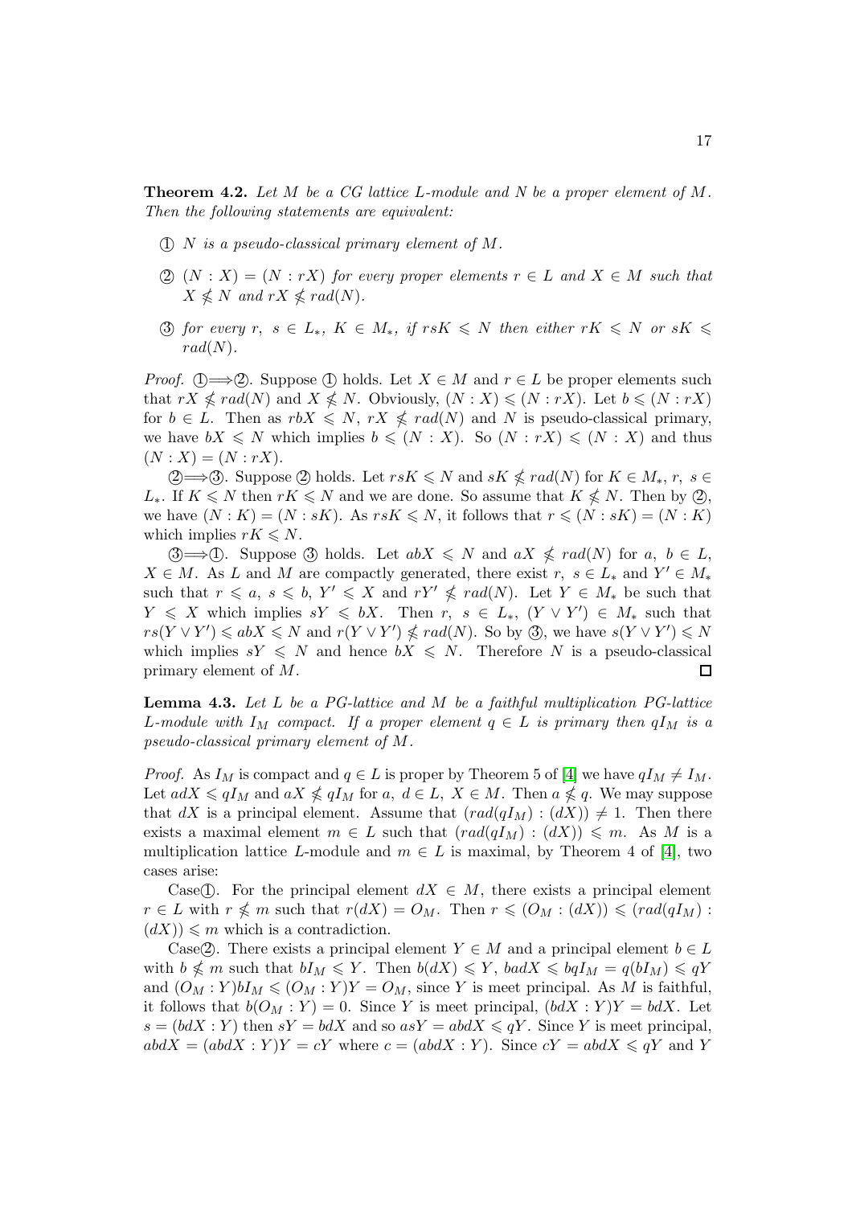**Theorem 4.2.** *Let $M$ be a CG lattice $L$-module and $N$ be a proper element of $M$. Then the following statements are equivalent:*

① *$N$ is a pseudo-classical primary element of $M$.*

② *$(N : X) = (N : rX)$ for every proper elements $r \in L$ and $X \in M$ such that $X \nleqslant N$ and $rX \nleqslant rad(N)$.*

③ *for every $r,\ s \in L_*,\ K \in M_*$, if $rsK \leqslant N$ then either $rK \leqslant N$ or $sK \leqslant rad(N)$.*

*Proof.* ①$\Longrightarrow$②. Suppose ① holds. Let $X \in M$ and $r \in L$ be proper elements such that $rX \nleqslant rad(N)$ and $X \nleqslant N$. Obviously, $(N : X) \leqslant (N : rX)$. Let $b \leqslant (N : rX)$ for $b \in L$. Then as $rbX \leqslant N$, $rX \nleqslant rad(N)$ and $N$ is pseudo-classical primary, we have $bX \leqslant N$ which implies $b \leqslant (N : X)$. So $(N : rX) \leqslant (N : X)$ and thus $(N : X) = (N : rX)$.

②$\Longrightarrow$③. Suppose ② holds. Let $rsK \leqslant N$ and $sK \nleqslant rad(N)$ for $K \in M_*$, $r,\ s \in L_*$. If $K \leqslant N$ then $rK \leqslant N$ and we are done. So assume that $K \nleqslant N$. Then by ②, we have $(N : K) = (N : sK)$. As $rsK \leqslant N$, it follows that $r \leqslant (N : sK) = (N : K)$ which implies $rK \leqslant N$.

③$\Longrightarrow$①. Suppose ③ holds. Let $abX \leqslant N$ and $aX \nleqslant rad(N)$ for $a,\ b \in L$, $X \in M$. As $L$ and $M$ are compactly generated, there exist $r,\ s \in L_*$ and $Y' \in M_*$ such that $r \leqslant a$, $s \leqslant b$, $Y' \leqslant X$ and $rY' \nleqslant rad(N)$. Let $Y \in M_*$ be such that $Y \leqslant X$ which implies $sY \leqslant bX$. Then $r,\ s \in L_*$, $(Y \vee Y') \in M_*$ such that $rs(Y \vee Y') \leqslant abX \leqslant N$ and $r(Y \vee Y') \nleqslant rad(N)$. So by ③, we have $s(Y \vee Y') \leqslant N$ which implies $sY \leqslant N$ and hence $bX \leqslant N$. Therefore $N$ is a pseudo-classical primary element of $M$. □

**Lemma 4.3.** *Let $L$ be a PG-lattice and $M$ be a faithful multiplication PG-lattice $L$-module with $I_M$ compact. If a proper element $q \in L$ is primary then $qI_M$ is a pseudo-classical primary element of $M$.*

*Proof.* As $I_M$ is compact and $q \in L$ is proper by Theorem 5 of [4] we have $qI_M \neq I_M$. Let $adX \leqslant qI_M$ and $aX \nleqslant qI_M$ for $a,\ d \in L,\ X \in M$. Then $a \nleqslant q$. We may suppose that $dX$ is a principal element. Assume that $(rad(qI_M) : (dX)) \neq 1$. Then there exists a maximal element $m \in L$ such that $(rad(qI_M) : (dX)) \leqslant m$. As $M$ is a multiplication lattice $L$-module and $m \in L$ is maximal, by Theorem 4 of [4], two cases arise:

Case①. For the principal element $dX \in M$, there exists a principal element $r \in L$ with $r \nleqslant m$ such that $r(dX) = O_M$. Then $r \leqslant (O_M : (dX)) \leqslant (rad(qI_M) : (dX)) \leqslant m$ which is a contradiction.

Case②. There exists a principal element $Y \in M$ and a principal element $b \in L$ with $b \nleqslant m$ such that $bI_M \leqslant Y$. Then $b(dX) \leqslant Y$, $badX \leqslant bqI_M = q(bI_M) \leqslant qY$ and $(O_M : Y)bI_M \leqslant (O_M : Y)Y = O_M$, since $Y$ is meet principal. As $M$ is faithful, it follows that $b(O_M : Y) = 0$. Since $Y$ is meet principal, $(bdX : Y)Y = bdX$. Let $s = (bdX : Y)$ then $sY = bdX$ and so $asY = abdX \leqslant qY$. Since $Y$ is meet principal, $abdX = (abdX : Y)Y = cY$ where $c = (abdX : Y)$. Since $cY = abdX \leqslant qY$ and $Y$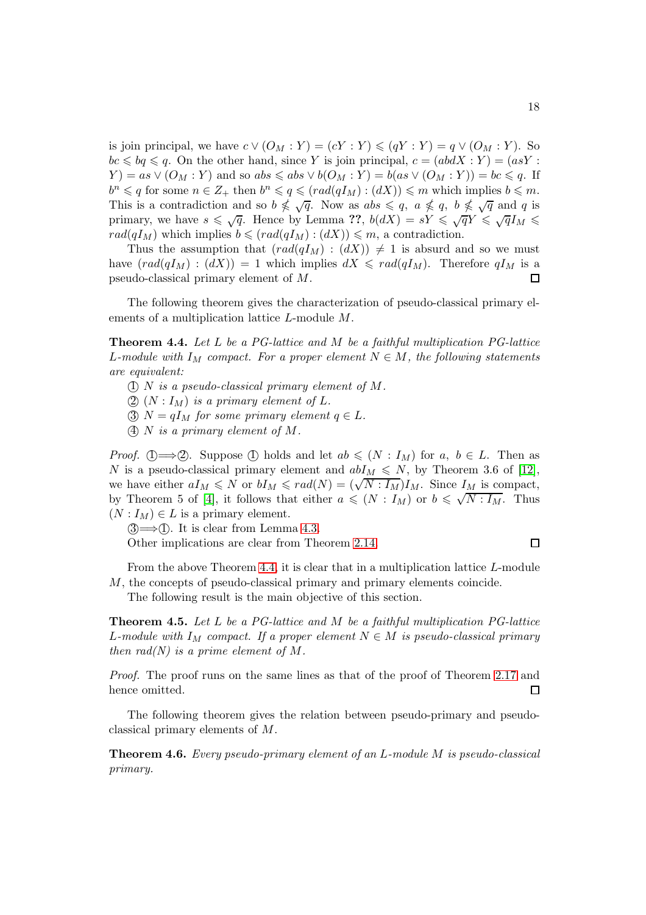is join principal, we have $c \vee (O_M : Y) = (cY : Y) \leqslant (qY : Y) = q \vee (O_M : Y)$. So $bc \leqslant bq \leqslant q$. On the other hand, since $Y$ is join principal, $c = (abdX : Y) = (asY : Y) = as \vee (O_M : Y)$ and so $abs \leqslant abs \vee b(O_M : Y) = b(as \vee (O_M : Y)) = bc \leqslant q$. If $b^n \leqslant q$ for some $n \in Z_+$ then $b^n \leqslant q \leqslant (rad(qI_M) : (dX)) \leqslant m$ which implies $b \leqslant m$. This is a contradiction and so $b \nleqslant \sqrt{q}$. Now as $abs \leqslant q$, $a \nleqslant q$, $b \nleqslant \sqrt{q}$ and $q$ is primary, we have $s \leqslant \sqrt{q}$. Hence by Lemma **??**, $b(dX) = sY \leqslant \sqrt{q}Y \leqslant \sqrt{q}I_M \leqslant rad(qI_M)$ which implies $b \leqslant (rad(qI_M) : (dX)) \leqslant m$, a contradiction.

Thus the assumption that $(rad(qI_M) : (dX)) \neq 1$ is absurd and so we must have $(rad(qI_M) : (dX)) = 1$ which implies $dX \leqslant rad(qI_M)$. Therefore $qI_M$ is a pseudo-classical primary element of $M$. □

The following theorem gives the characterization of pseudo-classical primary elements of a multiplication lattice $L$-module $M$.

**Theorem 4.4.** *Let $L$ be a PG-lattice and $M$ be a faithful multiplication PG-lattice $L$-module with $I_M$ compact. For a proper element $N \in M$, the following statements are equivalent:*

① *$N$ is a pseudo-classical primary element of $M$.*

② *$(N : I_M)$ is a primary element of $L$.*

③ *$N = qI_M$ for some primary element $q \in L$.*

④ *$N$ is a primary element of $M$.*

*Proof.* ①$\Longrightarrow$②. Suppose ① holds and let $ab \leqslant (N : I_M)$ for $a, b \in L$. Then as $N$ is a pseudo-classical primary element and $abI_M \leqslant N$, by Theorem 3.6 of [12], we have either $aI_M \leqslant N$ or $bI_M \leqslant rad(N) = (\sqrt{N : I_M})I_M$. Since $I_M$ is compact, by Theorem 5 of [4], it follows that either $a \leqslant (N : I_M)$ or $b \leqslant \sqrt{N : I_M}$. Thus $(N : I_M) \in L$ is a primary element.

③$\Longrightarrow$①. It is clear from Lemma 4.3.

Other implications are clear from Theorem 2.14. □

From the above Theorem 4.4, it is clear that in a multiplication lattice $L$-module $M$, the concepts of pseudo-classical primary and primary elements coincide.

The following result is the main objective of this section.

**Theorem 4.5.** *Let $L$ be a PG-lattice and $M$ be a faithful multiplication PG-lattice $L$-module with $I_M$ compact. If a proper element $N \in M$ is pseudo-classical primary then rad(N) is a prime element of $M$.*

*Proof.* The proof runs on the same lines as that of the proof of Theorem 2.17 and hence omitted. □

The following theorem gives the relation between pseudo-primary and pseudo-classical primary elements of $M$.

**Theorem 4.6.** *Every pseudo-primary element of an $L$-module $M$ is pseudo-classical primary.*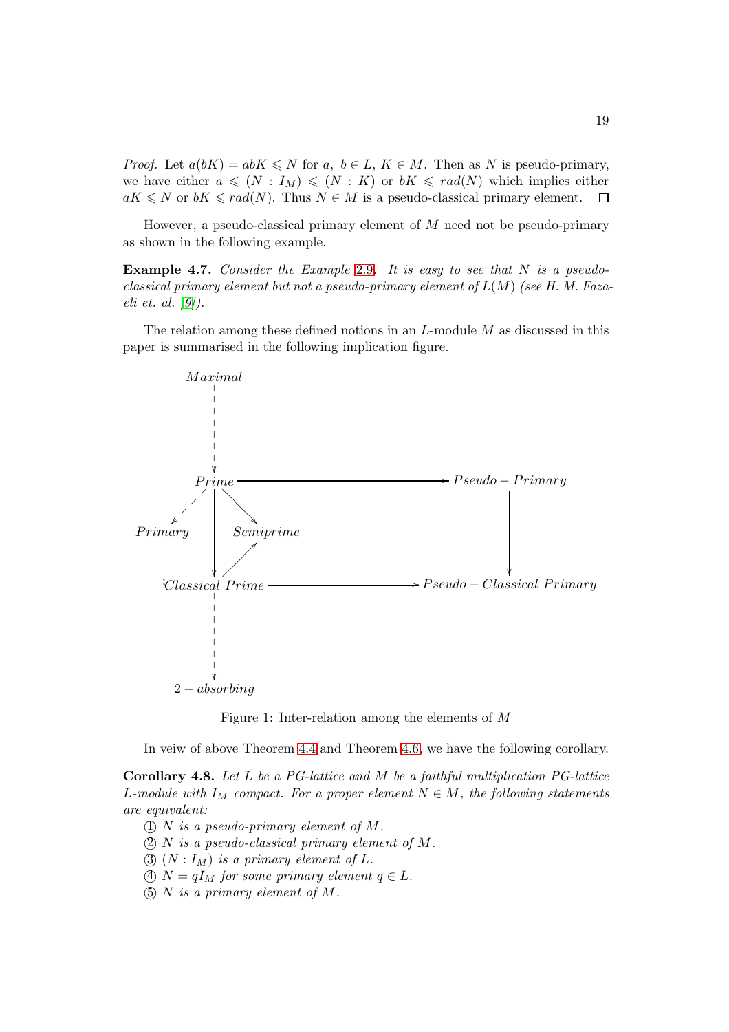*Proof.* Let $a(bK) = abK \leqslant N$ for $a,\ b \in L$, $K \in M$. Then as $N$ is pseudo-primary, we have either $a \leqslant (N : I_M) \leqslant (N : K)$ or $bK \leqslant rad(N)$ which implies either $aK \leqslant N$ or $bK \leqslant rad(N)$. Thus $N \in M$ is a pseudo-classical primary element. □

However, a pseudo-classical primary element of $M$ need not be pseudo-primary as shown in the following example.

**Example 4.7.** *Consider the Example 2.9. It is easy to see that $N$ is a pseudo-classical primary element but not a pseudo-primary element of $L(M)$ (see H. M. Fazaeli et. al. [9]).*

The relation among these defined notions in an $L$-module $M$ as discussed in this paper is summarised in the following implication figure.

$$
\begin{array}{ccccc}
 & Maximal & & & \\
 & \Downarrow \text{(dashed)} & & & \\
 & Prime & \longrightarrow & & Pseudo-Primary \\
\swarrow \text{(dashed)} & \downarrow & \searrow & & \downarrow \\
Primary & & Semiprime & & \\
 & \downarrow & \nearrow & & \downarrow \\
 & Classical\ Prime & \longrightarrow & & Pseudo-Classical\ Primary \\
 & \Downarrow \text{(dashed)} & & & \\
 & 2-absorbing & & &
\end{array}
$$

Figure 1: Inter-relation among the elements of $M$

In veiw of above Theorem 4.4 and Theorem 4.6, we have the following corollary.

**Corollary 4.8.** *Let $L$ be a PG-lattice and $M$ be a faithful multiplication PG-lattice $L$-module with $I_M$ compact. For a proper element $N \in M$, the following statements are equivalent:*

① *$N$ is a pseudo-primary element of $M$.*
② *$N$ is a pseudo-classical primary element of $M$.*
③ *$(N : I_M)$ is a primary element of $L$.*
④ *$N = qI_M$ for some primary element $q \in L$.*
⑤ *$N$ is a primary element of $M$.*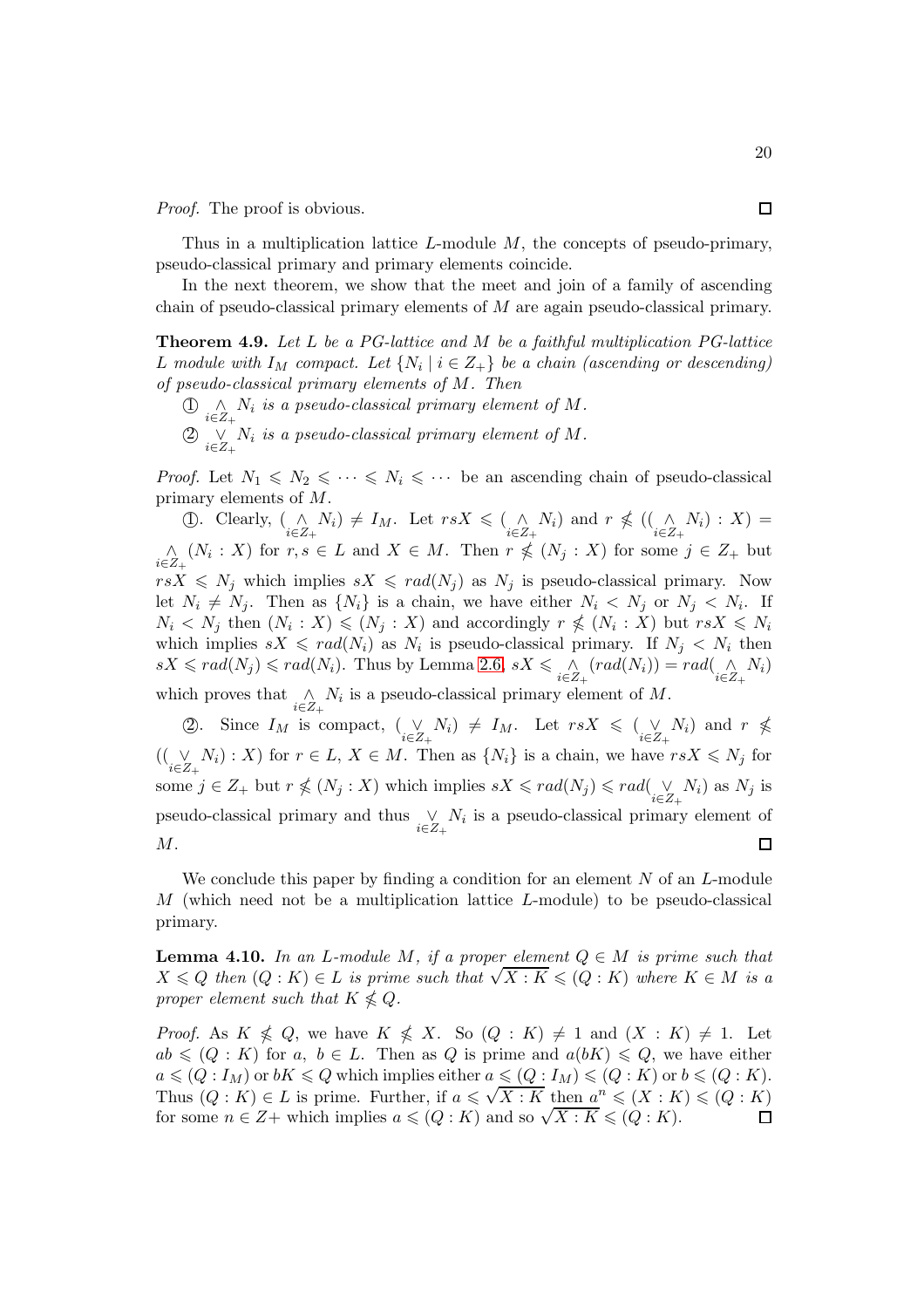*Proof.* The proof is obvious. $\square$

Thus in a multiplication lattice $L$-module $M$, the concepts of pseudo-primary, pseudo-classical primary and primary elements coincide.

In the next theorem, we show that the meet and join of a family of ascending chain of pseudo-classical primary elements of $M$ are again pseudo-classical primary.

**Theorem 4.9.** *Let $L$ be a PG-lattice and $M$ be a faithful multiplication PG-lattice $L$ module with $I_M$ compact. Let $\{N_i \mid i \in Z_+\}$ be a chain (ascending or descending) of pseudo-classical primary elements of $M$. Then*

① $\underset{i \in Z_+}{\wedge} N_i$ *is a pseudo-classical primary element of $M$.*

② $\underset{i \in Z_+}{\vee} N_i$ *is a pseudo-classical primary element of $M$.*

*Proof.* Let $N_1 \leqslant N_2 \leqslant \cdots \leqslant N_i \leqslant \cdots$ be an ascending chain of pseudo-classical primary elements of $M$.

①. Clearly, $(\underset{i \in Z_+}{\wedge} N_i) \neq I_M$. Let $rsX \leqslant (\underset{i \in Z_+}{\wedge} N_i)$ and $r \nleqslant ((\underset{i \in Z_+}{\wedge} N_i) : X) = \underset{i \in Z_+}{\wedge} (N_i : X)$ for $r, s \in L$ and $X \in M$. Then $r \nleqslant (N_j : X)$ for some $j \in Z_+$ but $rsX \leqslant N_j$ which implies $sX \leqslant rad(N_j)$ as $N_j$ is pseudo-classical primary. Now let $N_i \neq N_j$. Then as $\{N_i\}$ is a chain, we have either $N_i < N_j$ or $N_j < N_i$. If $N_i < N_j$ then $(N_i : X) \leqslant (N_j : X)$ and accordingly $r \nleqslant (N_i : X)$ but $rsX \leqslant N_i$ which implies $sX \leqslant rad(N_i)$ as $N_i$ is pseudo-classical primary. If $N_j < N_i$ then $sX \leqslant rad(N_j) \leqslant rad(N_i)$. Thus by Lemma 2.6, $sX \leqslant \underset{i \in Z_+}{\wedge} (rad(N_i)) = rad(\underset{i \in Z_+}{\wedge} N_i)$ which proves that $\underset{i \in Z_+}{\wedge} N_i$ is a pseudo-classical primary element of $M$.

②. Since $I_M$ is compact, $(\underset{i \in Z_+}{\vee} N_i) \neq I_M$. Let $rsX \leqslant (\underset{i \in Z_+}{\vee} N_i)$ and $r \nleqslant ((\underset{i \in Z_+}{\vee} N_i) : X)$ for $r \in L$, $X \in M$. Then as $\{N_i\}$ is a chain, we have $rsX \leqslant N_j$ for some $j \in Z_+$ but $r \nleqslant (N_j : X)$ which implies $sX \leqslant rad(N_j) \leqslant rad(\underset{i \in Z_+}{\vee} N_i)$ as $N_j$ is pseudo-classical primary and thus $\underset{i \in Z_+}{\vee} N_i$ is a pseudo-classical primary element of $M$. $\square$

We conclude this paper by finding a condition for an element $N$ of an $L$-module $M$ (which need not be a multiplication lattice $L$-module) to be pseudo-classical primary.

**Lemma 4.10.** *In an $L$-module $M$, if a proper element $Q \in M$ is prime such that $X \leqslant Q$ then $(Q : K) \in L$ is prime such that $\sqrt{X : K} \leqslant (Q : K)$ where $K \in M$ is a proper element such that $K \nleqslant Q$.*

*Proof.* As $K \nleqslant Q$, we have $K \nleqslant X$. So $(Q : K) \neq 1$ and $(X : K) \neq 1$. Let $ab \leqslant (Q : K)$ for $a, b \in L$. Then as $Q$ is prime and $a(bK) \leqslant Q$, we have either $a \leqslant (Q : I_M)$ or $bK \leqslant Q$ which implies either $a \leqslant (Q : I_M) \leqslant (Q : K)$ or $b \leqslant (Q : K)$. Thus $(Q : K) \in L$ is prime. Further, if $a \leqslant \sqrt{X : K}$ then $a^n \leqslant (X : K) \leqslant (Q : K)$ for some $n \in Z+$ which implies $a \leqslant (Q : K)$ and so $\sqrt{X : K} \leqslant (Q : K)$. $\square$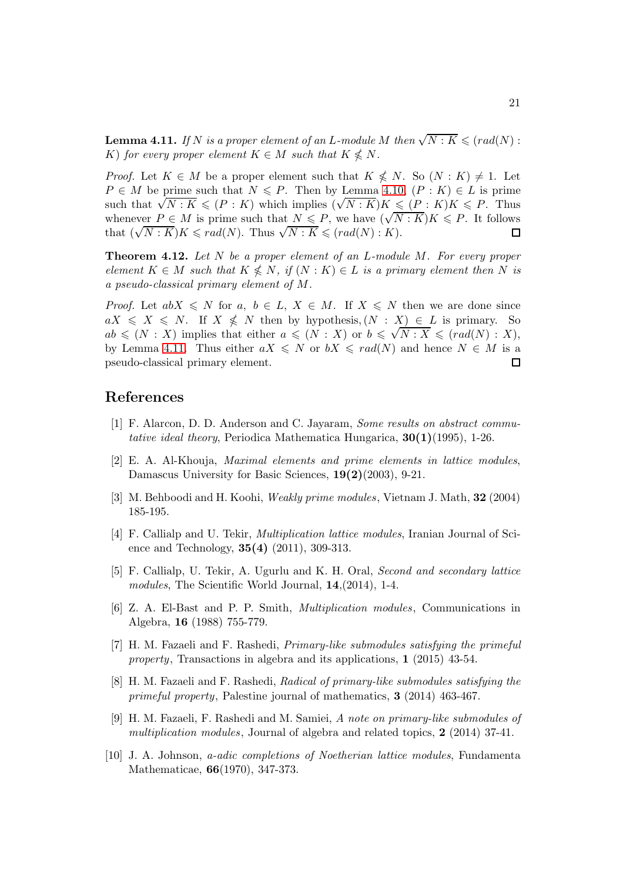**Lemma 4.11.** *If $N$ is a proper element of an $L$-module $M$ then $\sqrt{N:K} \leqslant (rad(N):K)$ for every proper element $K \in M$ such that $K \nleqslant N$.*

*Proof.* Let $K \in M$ be a proper element such that $K \nleqslant N$. So $(N:K) \neq 1$. Let $P \in M$ be prime such that $N \leqslant P$. Then by Lemma 4.10, $(P:K) \in L$ is prime such that $\sqrt{N:K} \leqslant (P:K)$ which implies $(\sqrt{N:K})K \leqslant (P:K)K \leqslant P$. Thus whenever $P \in M$ is prime such that $N \leqslant P$, we have $(\sqrt{N:K})K \leqslant P$. It follows that $(\sqrt{N:K})K \leqslant rad(N)$. Thus $\sqrt{N:K} \leqslant (rad(N):K)$. $\square$

**Theorem 4.12.** *Let $N$ be a proper element of an $L$-module $M$. For every proper element $K \in M$ such that $K \nleqslant N$, if $(N:K) \in L$ is a primary element then $N$ is a pseudo-classical primary element of $M$.*

*Proof.* Let $abX \leqslant N$ for $a,\ b \in L$, $X \in M$. If $X \leqslant N$ then we are done since $aX \leqslant X \leqslant N$. If $X \nleqslant N$ then by hypothesis, $(N:X) \in L$ is primary. So $ab \leqslant (N:X)$ implies that either $a \leqslant (N:X)$ or $b \leqslant \sqrt{N:X} \leqslant (rad(N):X)$, by Lemma 4.11. Thus either $aX \leqslant N$ or $bX \leqslant rad(N)$ and hence $N \in M$ is a pseudo-classical primary element. $\square$

## References

[1] F. Alarcon, D. D. Anderson and C. Jayaram, *Some results on abstract commutative ideal theory*, Periodica Mathematica Hungarica, **30(1)**(1995), 1-26.

[2] E. A. Al-Khouja, *Maximal elements and prime elements in lattice modules*, Damascus University for Basic Sciences, **19(2)**(2003), 9-21.

[3] M. Behboodi and H. Koohi, *Weakly prime modules*, Vietnam J. Math, **32** (2004) 185-195.

[4] F. Callialp and U. Tekir, *Multiplication lattice modules*, Iranian Journal of Science and Technology, **35(4)** (2011), 309-313.

[5] F. Callialp, U. Tekir, A. Ugurlu and K. H. Oral, *Second and secondary lattice modules*, The Scientific World Journal, **14**,(2014), 1-4.

[6] Z. A. El-Bast and P. P. Smith, *Multiplication modules*, Communications in Algebra, **16** (1988) 755-779.

[7] H. M. Fazaeli and F. Rashedi, *Primary-like submodules satisfying the primeful property*, Transactions in algebra and its applications, **1** (2015) 43-54.

[8] H. M. Fazaeli and F. Rashedi, *Radical of primary-like submodules satisfying the primeful property*, Palestine journal of mathematics, **3** (2014) 463-467.

[9] H. M. Fazaeli, F. Rashedi and M. Samiei, *A note on primary-like submodules of multiplication modules*, Journal of algebra and related topics, **2** (2014) 37-41.

[10] J. A. Johnson, *a-adic completions of Noetherian lattice modules*, Fundamenta Mathematicae, **66**(1970), 347-373.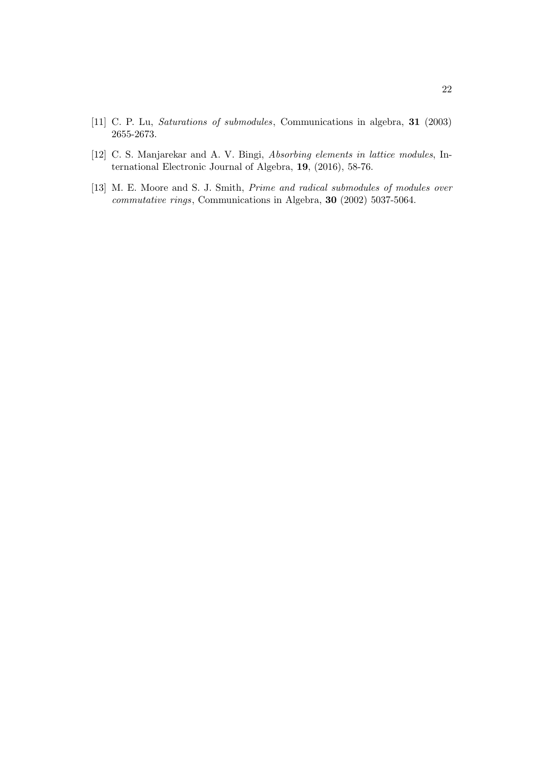[11] C. P. Lu, *Saturations of submodules*, Communications in algebra, **31** (2003) 2655-2673.

[12] C. S. Manjarekar and A. V. Bingi, *Absorbing elements in lattice modules*, International Electronic Journal of Algebra, **19**, (2016), 58-76.

[13] M. E. Moore and S. J. Smith, *Prime and radical submodules of modules over commutative rings*, Communications in Algebra, **30** (2002) 5037-5064.